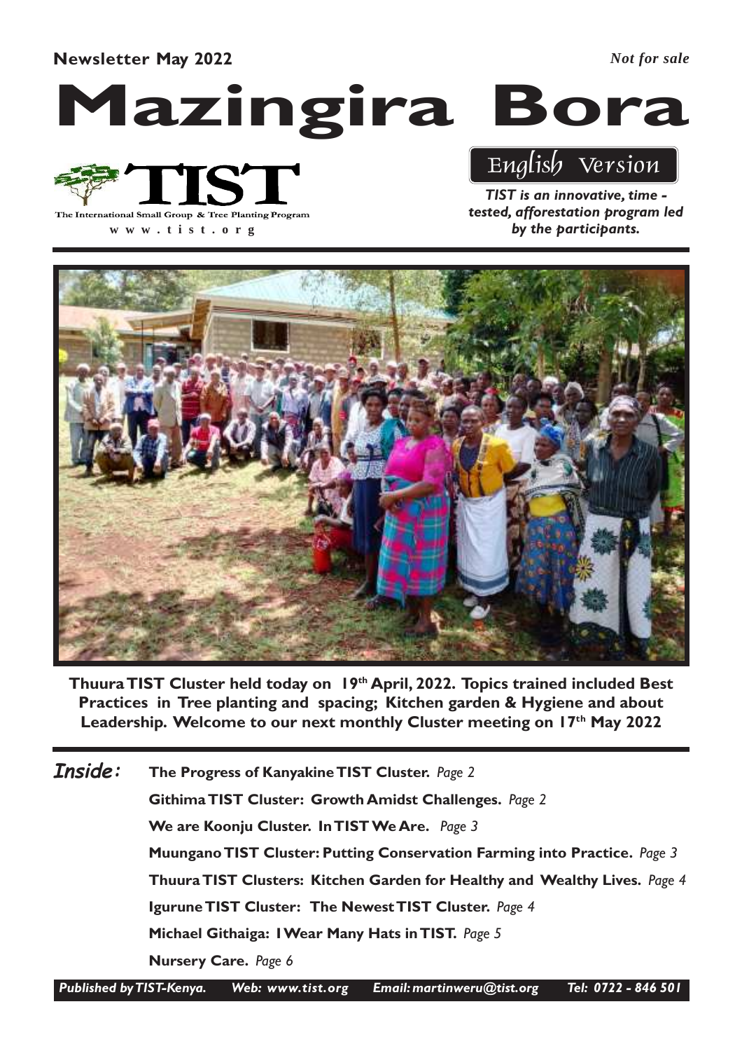**Newsletter May 2022** *Not for sale*

# Mazingira Bora

**TIST**

The International Small Group & Tree Planting Program

www.tist.org

English Version

***TIST is an innovative, time - tested, afforestation program led by the participants.***

**Thuura TIST Cluster held today on 19th April, 2022. Topics trained included Best Practices in Tree planting and spacing; Kitchen garden & Hygiene and about Leadership. Welcome to our next monthly Cluster meeting on 17th May 2022**

***Inside:***

- **The Progress of Kanyakine TIST Cluster.** *Page 2*
- **Githima TIST Cluster: Growth Amidst Challenges.** *Page 2*
- **We are Koonju Cluster. In TIST We Are.** *Page 3*
- **Muungano TIST Cluster: Putting Conservation Farming into Practice.** *Page 3*
- **Thuura TIST Clusters: Kitchen Garden for Healthy and Wealthy Lives.** *Page 4*
- **Igurune TIST Cluster: The Newest TIST Cluster.** *Page 4*
- **Michael Githaiga: I Wear Many Hats in TIST.** *Page 5*
- **Nursery Care.** *Page 6*

*Published by TIST-Kenya. Web: www.tist.org Email: martinweru@tist.org Tel: 0722 - 846 501*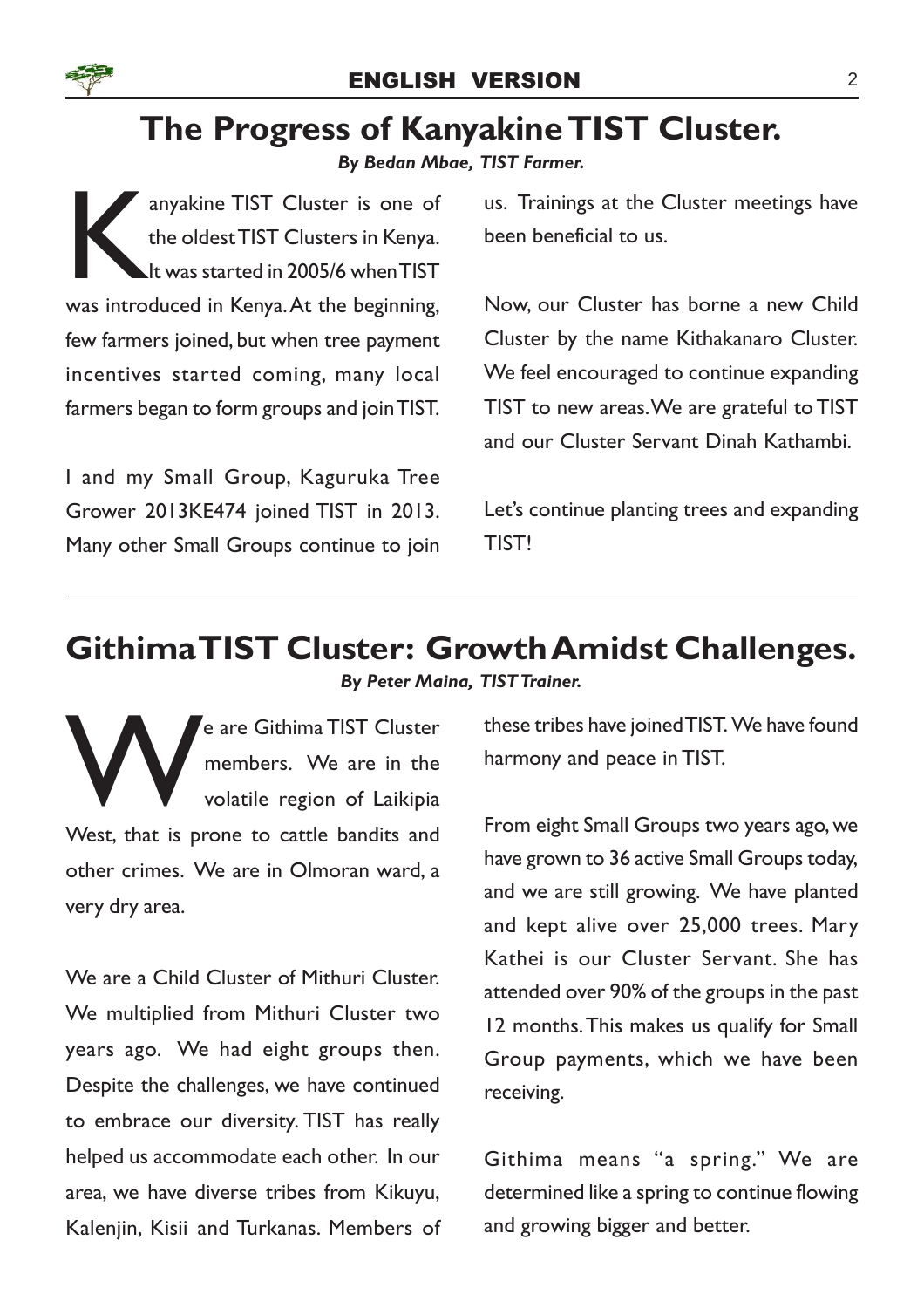## The Progress of Kanyakine TIST Cluster.

***By Bedan Mbae, TIST Farmer.***

Kanyakine TIST Cluster is one of the oldest TIST Clusters in Kenya. It was started in 2005/6 when TIST was introduced in Kenya. At the beginning, few farmers joined, but when tree payment incentives started coming, many local farmers began to form groups and join TIST.

I and my Small Group, Kaguruka Tree Grower 2013KE474 joined TIST in 2013. Many other Small Groups continue to join us. Trainings at the Cluster meetings have been beneficial to us.

Now, our Cluster has borne a new Child Cluster by the name Kithakanaro Cluster. We feel encouraged to continue expanding TIST to new areas. We are grateful to TIST and our Cluster Servant Dinah Kathambi.

Let's continue planting trees and expanding TIST!

## Githima TIST Cluster: Growth Amidst Challenges.

***By Peter Maina, TIST Trainer.***

We are Githima TIST Cluster members. We are in the volatile region of Laikipia West, that is prone to cattle bandits and other crimes. We are in Olmoran ward, a very dry area.

We are a Child Cluster of Mithuri Cluster. We multiplied from Mithuri Cluster two years ago. We had eight groups then. Despite the challenges, we have continued to embrace our diversity. TIST has really helped us accommodate each other. In our area, we have diverse tribes from Kikuyu, Kalenjin, Kisii and Turkanas. Members of these tribes have joined TIST. We have found harmony and peace in TIST.

From eight Small Groups two years ago, we have grown to 36 active Small Groups today, and we are still growing. We have planted and kept alive over 25,000 trees. Mary Kathei is our Cluster Servant. She has attended over 90% of the groups in the past 12 months. This makes us qualify for Small Group payments, which we have been receiving.

Githima means "a spring." We are determined like a spring to continue flowing and growing bigger and better.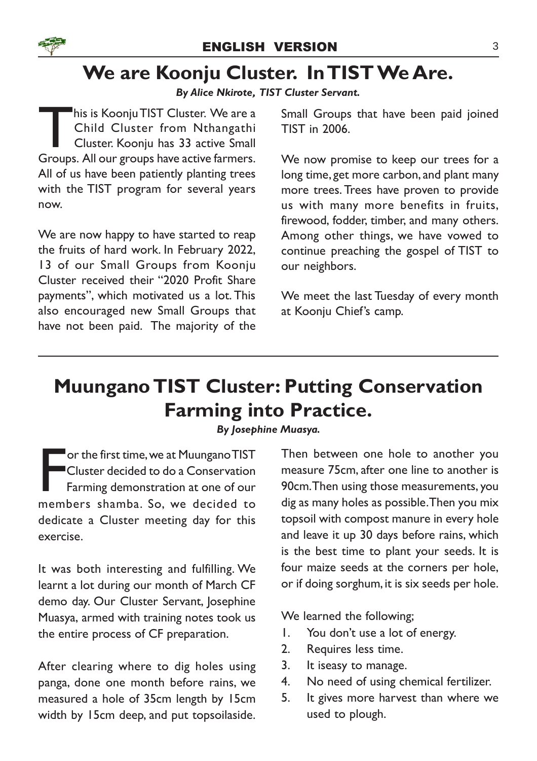# We are Koonju Cluster. In TIST We Are.

***By Alice Nkirote, TIST Cluster Servant.***

This is Koonju TIST Cluster. We are a Child Cluster from Nthangathi Cluster. Koonju has 33 active Small Groups. All our groups have active farmers. All of us have been patiently planting trees with the TIST program for several years now.

We are now happy to have started to reap the fruits of hard work. In February 2022, 13 of our Small Groups from Koonju Cluster received their "2020 Profit Share payments", which motivated us a lot. This also encouraged new Small Groups that have not been paid. The majority of the Small Groups that have been paid joined TIST in 2006.

We now promise to keep our trees for a long time, get more carbon, and plant many more trees. Trees have proven to provide us with many more benefits in fruits, firewood, fodder, timber, and many others. Among other things, we have vowed to continue preaching the gospel of TIST to our neighbors.

We meet the last Tuesday of every month at Koonju Chief's camp.

# Muungano TIST Cluster: Putting Conservation Farming into Practice.

***By Josephine Muasya.***

For the first time, we at Muungano TIST Cluster decided to do a Conservation Farming demonstration at one of our members shamba. So, we decided to dedicate a Cluster meeting day for this exercise.

It was both interesting and fulfilling. We learnt a lot during our month of March CF demo day. Our Cluster Servant, Josephine Muasya, armed with training notes took us the entire process of CF preparation.

After clearing where to dig holes using panga, done one month before rains, we measured a hole of 35cm length by 15cm width by 15cm deep, and put topsoilaside. Then between one hole to another you measure 75cm, after one line to another is 90cm. Then using those measurements, you dig as many holes as possible. Then you mix topsoil with compost manure in every hole and leave it up 30 days before rains, which is the best time to plant your seeds. It is four maize seeds at the corners per hole, or if doing sorghum, it is six seeds per hole.

We learned the following;

1. You don't use a lot of energy.
2. Requires less time.
3. It iseasy to manage.
4. No need of using chemical fertilizer.
5. It gives more harvest than where we used to plough.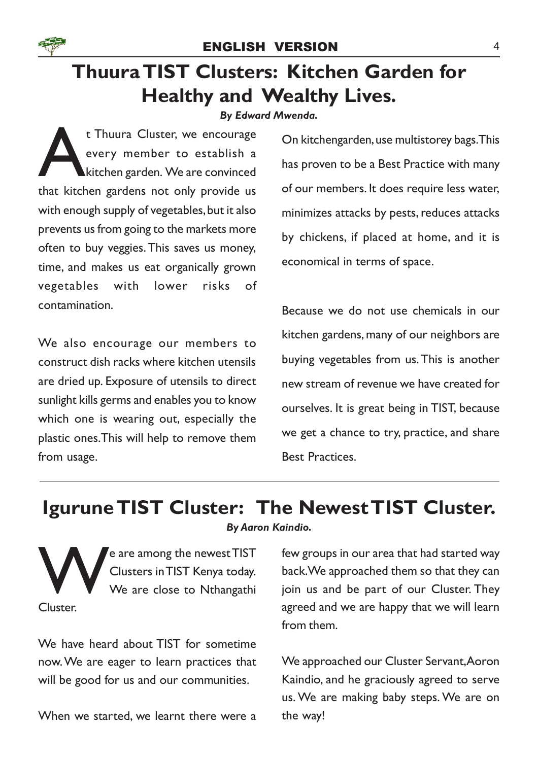# Thuura TIST Clusters: Kitchen Garden for Healthy and Wealthy Lives.

***By Edward Mwenda.***

At Thuura Cluster, we encourage every member to establish a kitchen garden. We are convinced that kitchen gardens not only provide us with enough supply of vegetables, but it also prevents us from going to the markets more often to buy veggies. This saves us money, time, and makes us eat organically grown vegetables with lower risks of contamination.

We also encourage our members to construct dish racks where kitchen utensils are dried up. Exposure of utensils to direct sunlight kills germs and enables you to know which one is wearing out, especially the plastic ones. This will help to remove them from usage.

On kitchengarden, use multistorey bags. This has proven to be a Best Practice with many of our members. It does require less water, minimizes attacks by pests, reduces attacks by chickens, if placed at home, and it is economical in terms of space.

Because we do not use chemicals in our kitchen gardens, many of our neighbors are buying vegetables from us. This is another new stream of revenue we have created for ourselves. It is great being in TIST, because we get a chance to try, practice, and share Best Practices.

# Igurune TIST Cluster: The Newest TIST Cluster.

***By Aaron Kaindio.***

We are among the newest TIST Clusters in TIST Kenya today. We are close to Nthangathi Cluster.

We have heard about TIST for sometime now. We are eager to learn practices that will be good for us and our communities.

When we started, we learnt there were a few groups in our area that had started way back. We approached them so that they can join us and be part of our Cluster. They agreed and we are happy that we will learn from them.

We approached our Cluster Servant, Aoron Kaindio, and he graciously agreed to serve us. We are making baby steps. We are on the way!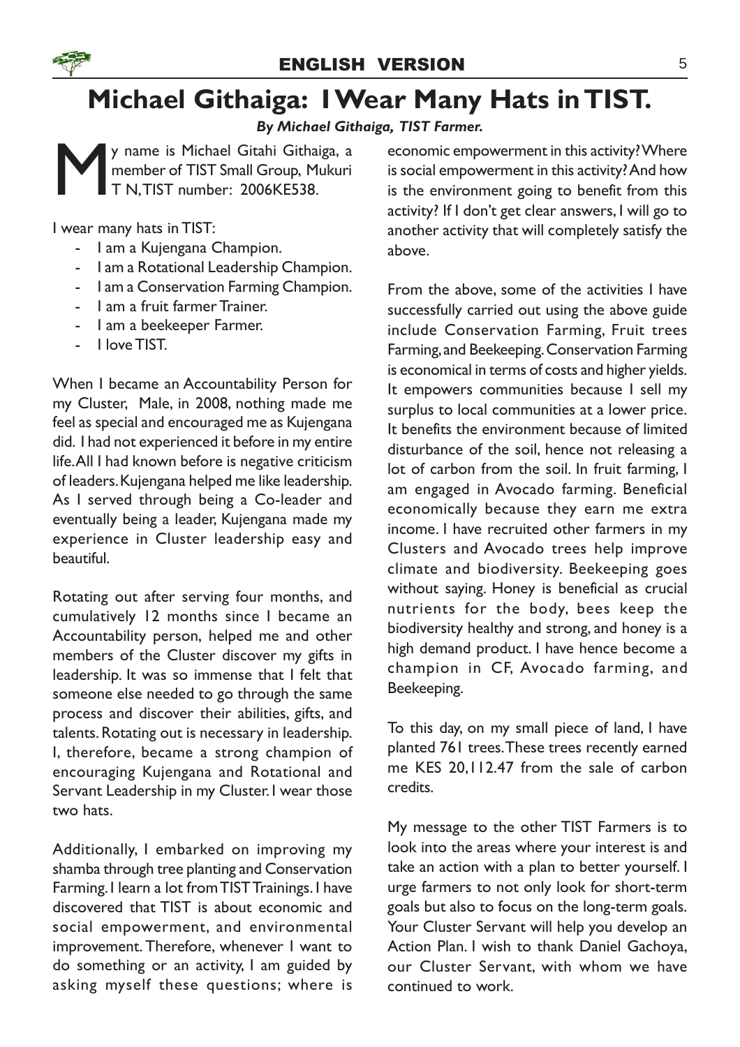# Michael Githaiga: I Wear Many Hats in TIST.

***By Michael Githaiga, TIST Farmer.***

My name is Michael Gitahi Githaiga, a member of TIST Small Group, Mukuri T N, TIST number: 2006KE538.

I wear many hats in TIST:

- I am a Kujengana Champion.
- I am a Rotational Leadership Champion.
- I am a Conservation Farming Champion.
- I am a fruit farmer Trainer.
- I am a beekeeper Farmer.
- I love TIST.

When I became an Accountability Person for my Cluster, Male, in 2008, nothing made me feel as special and encouraged me as Kujengana did. I had not experienced it before in my entire life. All I had known before is negative criticism of leaders. Kujengana helped me like leadership. As I served through being a Co-leader and eventually being a leader, Kujengana made my experience in Cluster leadership easy and beautiful.

Rotating out after serving four months, and cumulatively 12 months since I became an Accountability person, helped me and other members of the Cluster discover my gifts in leadership. It was so immense that I felt that someone else needed to go through the same process and discover their abilities, gifts, and talents. Rotating out is necessary in leadership. I, therefore, became a strong champion of encouraging Kujengana and Rotational and Servant Leadership in my Cluster. I wear those two hats.

Additionally, I embarked on improving my shamba through tree planting and Conservation Farming. I learn a lot from TIST Trainings. I have discovered that TIST is about economic and social empowerment, and environmental improvement. Therefore, whenever I want to do something or an activity, I am guided by asking myself these questions; where is economic empowerment in this activity? Where is social empowerment in this activity? And how is the environment going to benefit from this activity? If I don't get clear answers, I will go to another activity that will completely satisfy the above.

From the above, some of the activities I have successfully carried out using the above guide include Conservation Farming, Fruit trees Farming, and Beekeeping. Conservation Farming is economical in terms of costs and higher yields. It empowers communities because I sell my surplus to local communities at a lower price. It benefits the environment because of limited disturbance of the soil, hence not releasing a lot of carbon from the soil. In fruit farming, I am engaged in Avocado farming. Beneficial economically because they earn me extra income. I have recruited other farmers in my Clusters and Avocado trees help improve climate and biodiversity. Beekeeping goes without saying. Honey is beneficial as crucial nutrients for the body, bees keep the biodiversity healthy and strong, and honey is a high demand product. I have hence become a champion in CF, Avocado farming, and Beekeeping.

To this day, on my small piece of land, I have planted 761 trees. These trees recently earned me KES 20,112.47 from the sale of carbon credits.

My message to the other TIST Farmers is to look into the areas where your interest is and take an action with a plan to better yourself. I urge farmers to not only look for short-term goals but also to focus on the long-term goals. Your Cluster Servant will help you develop an Action Plan. I wish to thank Daniel Gachoya, our Cluster Servant, with whom we have continued to work.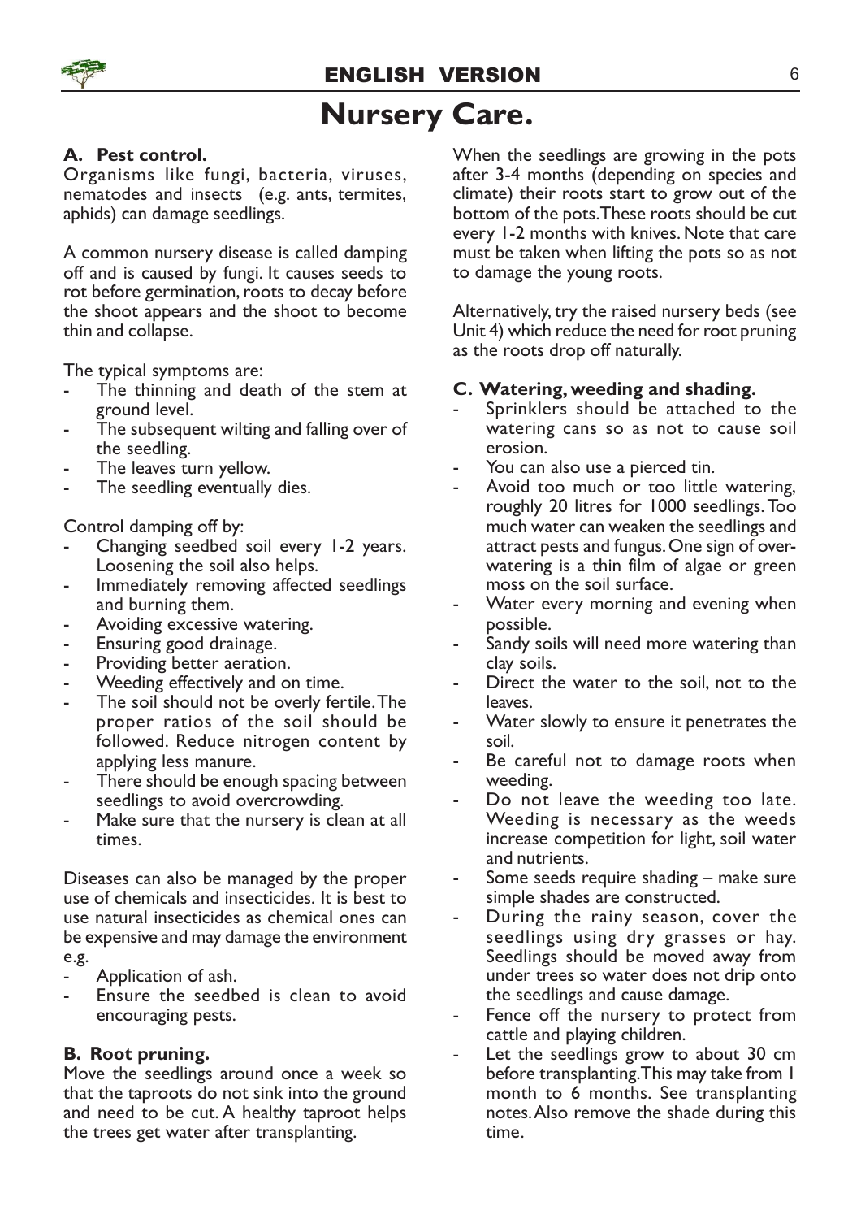# Nursery Care.

### A. Pest control.

Organisms like fungi, bacteria, viruses, nematodes and insects (e.g. ants, termites, aphids) can damage seedlings.

A common nursery disease is called damping off and is caused by fungi. It causes seeds to rot before germination, roots to decay before the shoot appears and the shoot to become thin and collapse.

The typical symptoms are:

- The thinning and death of the stem at ground level.
- The subsequent wilting and falling over of the seedling.
- The leaves turn yellow.
- The seedling eventually dies.

Control damping off by:

- Changing seedbed soil every 1-2 years. Loosening the soil also helps.
- Immediately removing affected seedlings and burning them.
- Avoiding excessive watering.
- Ensuring good drainage.
- Providing better aeration.
- Weeding effectively and on time.
- The soil should not be overly fertile. The proper ratios of the soil should be followed. Reduce nitrogen content by applying less manure.
- There should be enough spacing between seedlings to avoid overcrowding.
- Make sure that the nursery is clean at all times.

Diseases can also be managed by the proper use of chemicals and insecticides. It is best to use natural insecticides as chemical ones can be expensive and may damage the environment e.g.

- Application of ash.
- Ensure the seedbed is clean to avoid encouraging pests.

### B. Root pruning.

Move the seedlings around once a week so that the taproots do not sink into the ground and need to be cut. A healthy taproot helps the trees get water after transplanting.

When the seedlings are growing in the pots after 3-4 months (depending on species and climate) their roots start to grow out of the bottom of the pots. These roots should be cut every 1-2 months with knives. Note that care must be taken when lifting the pots so as not to damage the young roots.

Alternatively, try the raised nursery beds (see Unit 4) which reduce the need for root pruning as the roots drop off naturally.

### C. Watering, weeding and shading.

- Sprinklers should be attached to the watering cans so as not to cause soil erosion.
- You can also use a pierced tin.
- Avoid too much or too little watering, roughly 20 litres for 1000 seedlings. Too much water can weaken the seedlings and attract pests and fungus. One sign of over-watering is a thin film of algae or green moss on the soil surface.
- Water every morning and evening when possible.
- Sandy soils will need more watering than clay soils.
- Direct the water to the soil, not to the leaves.
- Water slowly to ensure it penetrates the soil.
- Be careful not to damage roots when weeding.
- Do not leave the weeding too late. Weeding is necessary as the weeds increase competition for light, soil water and nutrients.
- Some seeds require shading – make sure simple shades are constructed.
- During the rainy season, cover the seedlings using dry grasses or hay. Seedlings should be moved away from under trees so water does not drip onto the seedlings and cause damage.
- Fence off the nursery to protect from cattle and playing children.
- Let the seedlings grow to about 30 cm before transplanting. This may take from 1 month to 6 months. See transplanting notes. Also remove the shade during this time.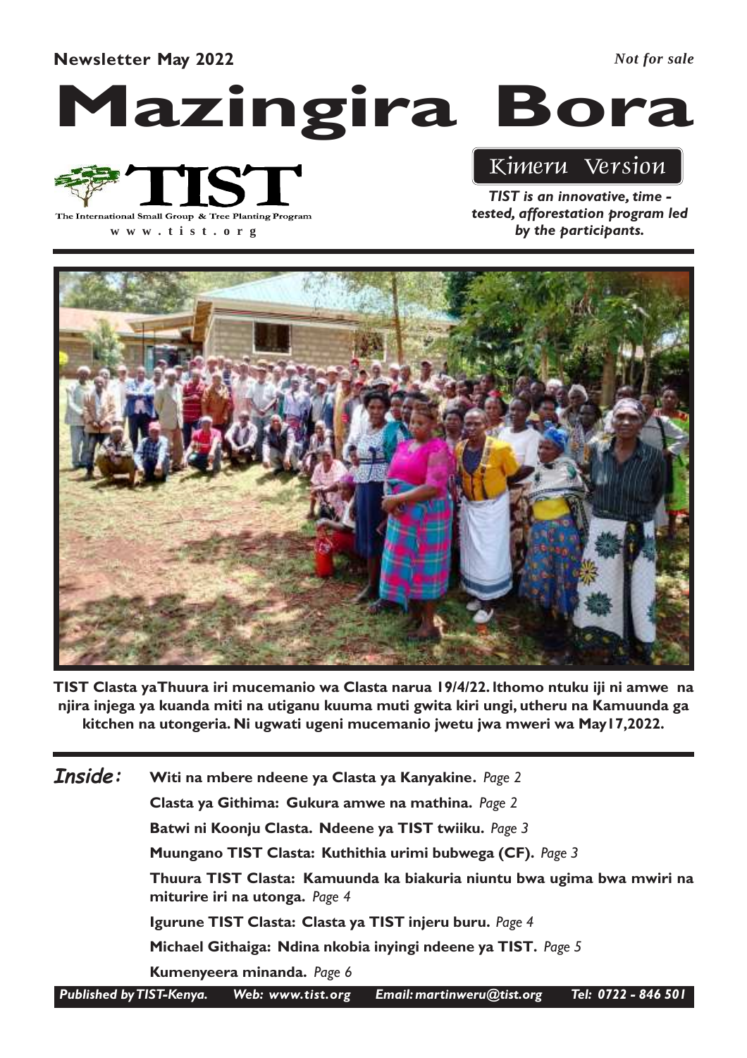**Newsletter May 2022**

*Not for sale*

# Mazingira Bora

**TIST**

The International Small Group & Tree Planting Program

www.tist.org

*Kimeru Version*

***TIST is an innovative, time - tested, afforestation program led by the participants.***

**TIST Clasta yaThuura iri mucemanio wa Clasta narua 19/4/22. Ithomo ntuku iji ni amwe na njira injega ya kuanda miti na utiganu kuuma muti gwita kiri ungi, utheru na Kamuunda ga kitchen na utongeria. Ni ugwati ugeni mucemanio jwetu jwa mweri wa May17,2022.**

## *Inside:*

- **Witi na mbere ndeene ya Clasta ya Kanyakine.** *Page 2*
- **Clasta ya Githima: Gukura amwe na mathina.** *Page 2*
- **Batwi ni Koonju Clasta. Ndeene ya TIST twiiku.** *Page 3*
- **Muungano TIST Clasta: Kuthithia urimi bubwega (CF).** *Page 3*
- **Thuura TIST Clasta: Kamuunda ka biakuria niuntu bwa ugima bwa mwiri na miturire iri na utonga.** *Page 4*
- **Igurune TIST Clasta: Clasta ya TIST injeru buru.** *Page 4*
- **Michael Githaiga: Ndina nkobia inyingi ndeene ya TIST.** *Page 5*
- **Kumenyeera minanda.** *Page 6*

*Published by TIST-Kenya. Web: www.tist.org Email: martinweru@tist.org Tel: 0722 - 846 501*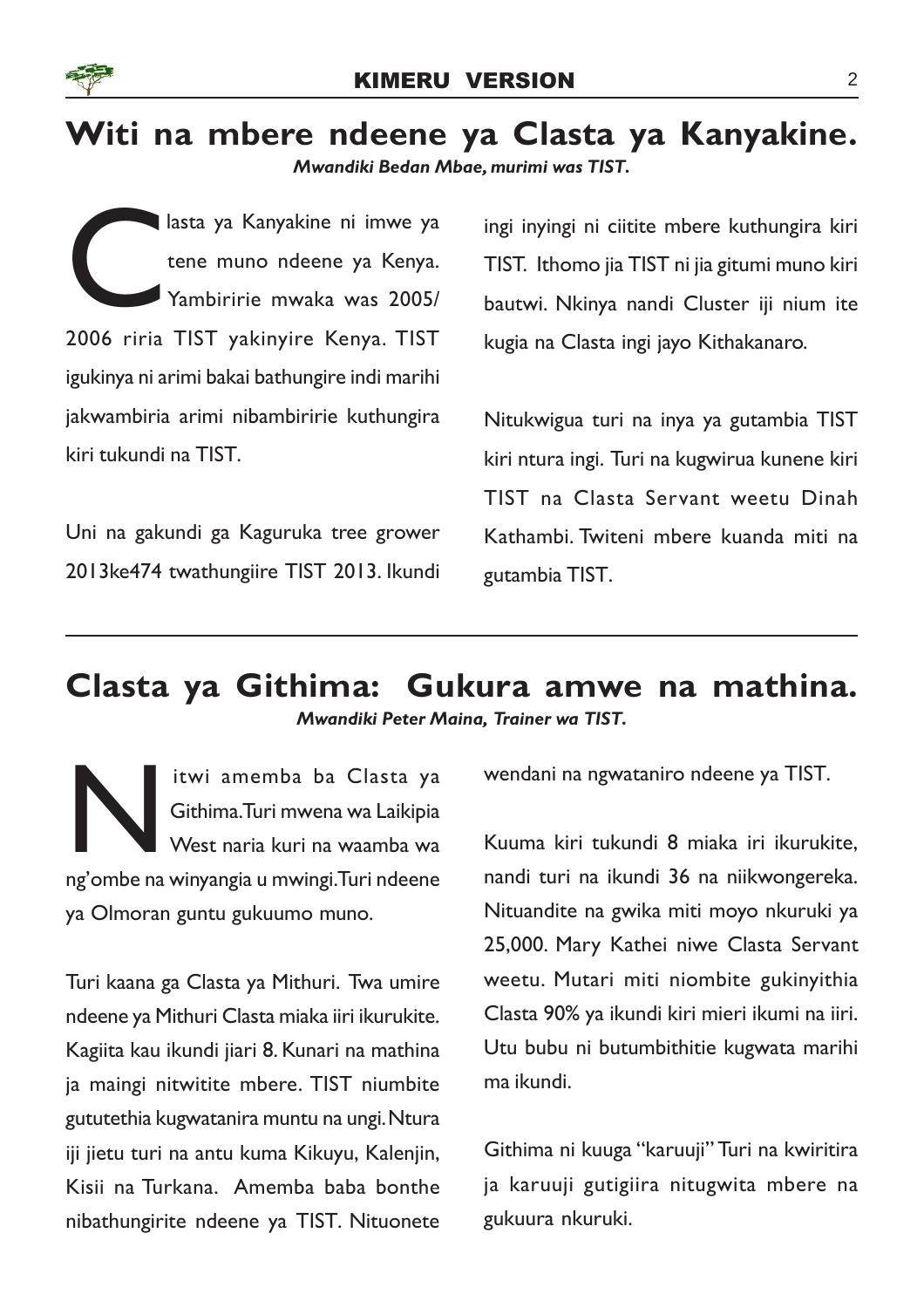## Witi na mbere ndeene ya Clasta ya Kanyakine.

***Mwandiki Bedan Mbae, murimi was TIST.***

Clasta ya Kanyakine ni imwe ya tene muno ndeene ya Kenya. Yambiririe mwaka was 2005/ 2006 riria TIST yakinyire Kenya. TIST igukinya ni arimi bakai bathungire indi marihi jakwambiria arimi nibambiririe kuthungira kiri tukundi na TIST.

Uni na gakundi ga Kaguruka tree grower 2013ke474 twathungiire TIST 2013. Ikundi ingi inyingi ni ciitite mbere kuthungira kiri TIST. Ithomo jia TIST ni jia gitumi muno kiri bautwi. Nkinya nandi Cluster iji nium ite kugia na Clasta ingi jayo Kithakanaro.

Nitukwigua turi na inya ya gutambia TIST kiri ntura ingi. Turi na kugwirua kunene kiri TIST na Clasta Servant weetu Dinah Kathambi. Twiteni mbere kuanda miti na gutambia TIST.

---

## Clasta ya Githima: Gukura amwe na mathina.

***Mwandiki Peter Maina, Trainer wa TIST.***

Nitwi amemba ba Clasta ya Githima.Turi mwena wa Laikipia West naria kuri na waamba wa ng'ombe na winyangia u mwingi.Turi ndeene ya Olmoran guntu gukuumo muno.

Turi kaana ga Clasta ya Mithuri. Twa umire ndeene ya Mithuri Clasta miaka iiri ikurukite. Kagiita kau ikundi jiari 8. Kunari na mathina ja maingi nitwitite mbere. TIST niumbite gututethia kugwatanira muntu na ungi. Ntura iji jietu turi na antu kuma Kikuyu, Kalenjin, Kisii na Turkana. Amemba baba bonthe nibathungirite ndeene ya TIST. Nituonete wendani na ngwataniro ndeene ya TIST.

Kuuma kiri tukundi 8 miaka iri ikurukite, nandi turi na ikundi 36 na niikwongereka. Nituandite na gwika miti moyo nkuruki ya 25,000. Mary Kathei niwe Clasta Servant weetu. Mutari miti niombite gukinyithia Clasta 90% ya ikundi kiri mieri ikumi na iiri. Utu bubu ni butumbithitie kugwata marihi ma ikundi.

Githima ni kuuga "karuuji" Turi na kwiritira ja karuuji gutigiira nitugwita mbere na gukuura nkuruki.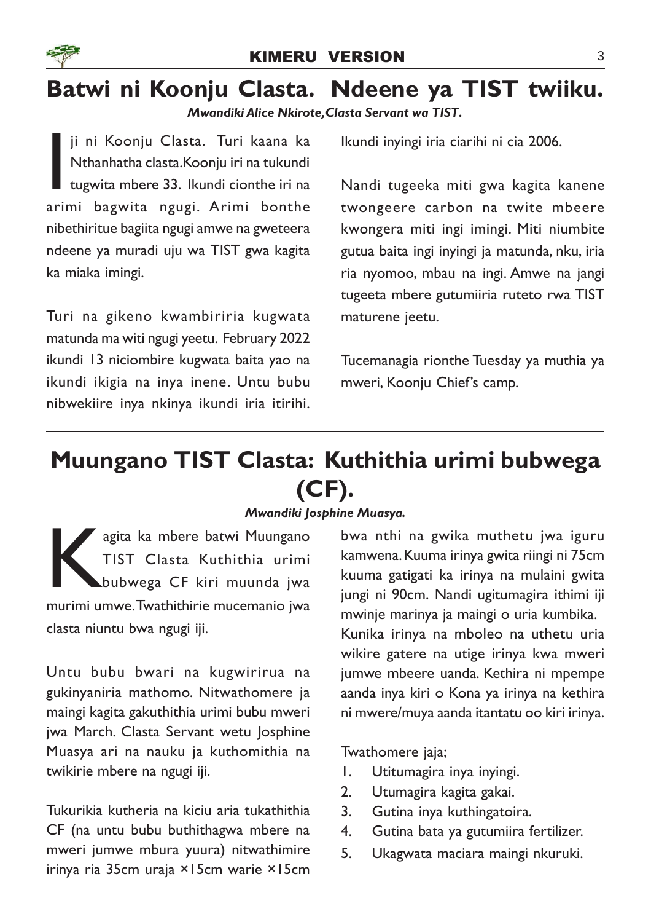# Batwi ni Koonju Clasta. Ndeene ya TIST twiiku.

*Mwandiki Alice Nkirote, Clasta Servant wa TIST.*

Iji ni Koonju Clasta. Turi kaana ka Nthanhatha clasta. Koonju iri na tukundi tugwita mbere 33. Ikundi cionthe iri na arimi bagwita ngugi. Arimi bonthe nibethiritue bagiita ngugi amwe na gweteera ndeene ya muradi uju wa TIST gwa kagita ka miaka imingi.

Turi na gikeno kwambiriria kugwata matunda ma witi ngugi yeetu. February 2022 ikundi 13 niciombire kugwata baita yao na ikundi ikigia na inya inene. Untu bubu nibwekiire inya nkinya ikundi iria itirihi. Ikundi inyingi iria ciarihi ni cia 2006.

Nandi tugeeka miti gwa kagita kanene twongeere carbon na twite mbeere kwongera miti ingi imingi. Miti niumbite gutua baita ingi inyingi ja matunda, nku, iria ria nyomoo, mbau na ingi. Amwe na jangi tugeeta mbere gutumiiria ruteto rwa TIST maturene jeetu.

Tucemanagia rionthe Tuesday ya muthia ya mweri, Koonju Chief's camp.

# Muungano TIST Clasta: Kuthithia urimi bubwega (CF).

*Mwandiki Josphine Muasya.*

Kagita ka mbere batwi Muungano TIST Clasta Kuthithia urimi bubwega CF kiri muunda jwa murimi umwe. Twathithirie mucemanio jwa clasta niuntu bwa ngugi iji.

Untu bubu bwari na kugwirirua na gukinyaniria mathomo. Nitwathomere ja maingi kagita gakuthithia urimi bubu mweri jwa March. Clasta Servant wetu Josphine Muasya ari na nauku ja kuthomithia na twikirie mbere na ngugi iji.

Tukurikia kutheria na kiciu aria tukathithia CF (na untu bubu buthithagwa mbere na mweri jumwe mbura yuura) nitwathimire irinya ria 35cm uraja ×15cm warie ×15cm bwa nthi na gwika muthetu jwa iguru kamwena. Kuuma irinya gwita riingi ni 75cm kuuma gatigati ka irinya na mulaini gwita jungi ni 90cm. Nandi ugitumagira ithimi iji mwinje marinya ja maingi o uria kumbika.

Kunika irinya na mboleo na uthetu uria wikire gatere na utige irinya kwa mweri jumwe mbeere uanda. Kethira ni mpempe aanda inya kiri o Kona ya irinya na kethira ni mwere/muya aanda itantatu oo kiri irinya.

Twathomere jaja;

1. Utitumagira inya inyingi.
2. Utumagira kagita gakai.
3. Gutina inya kuthingatoira.
4. Gutina bata ya gutumiira fertilizer.
5. Ukagwata maciara maingi nkuruki.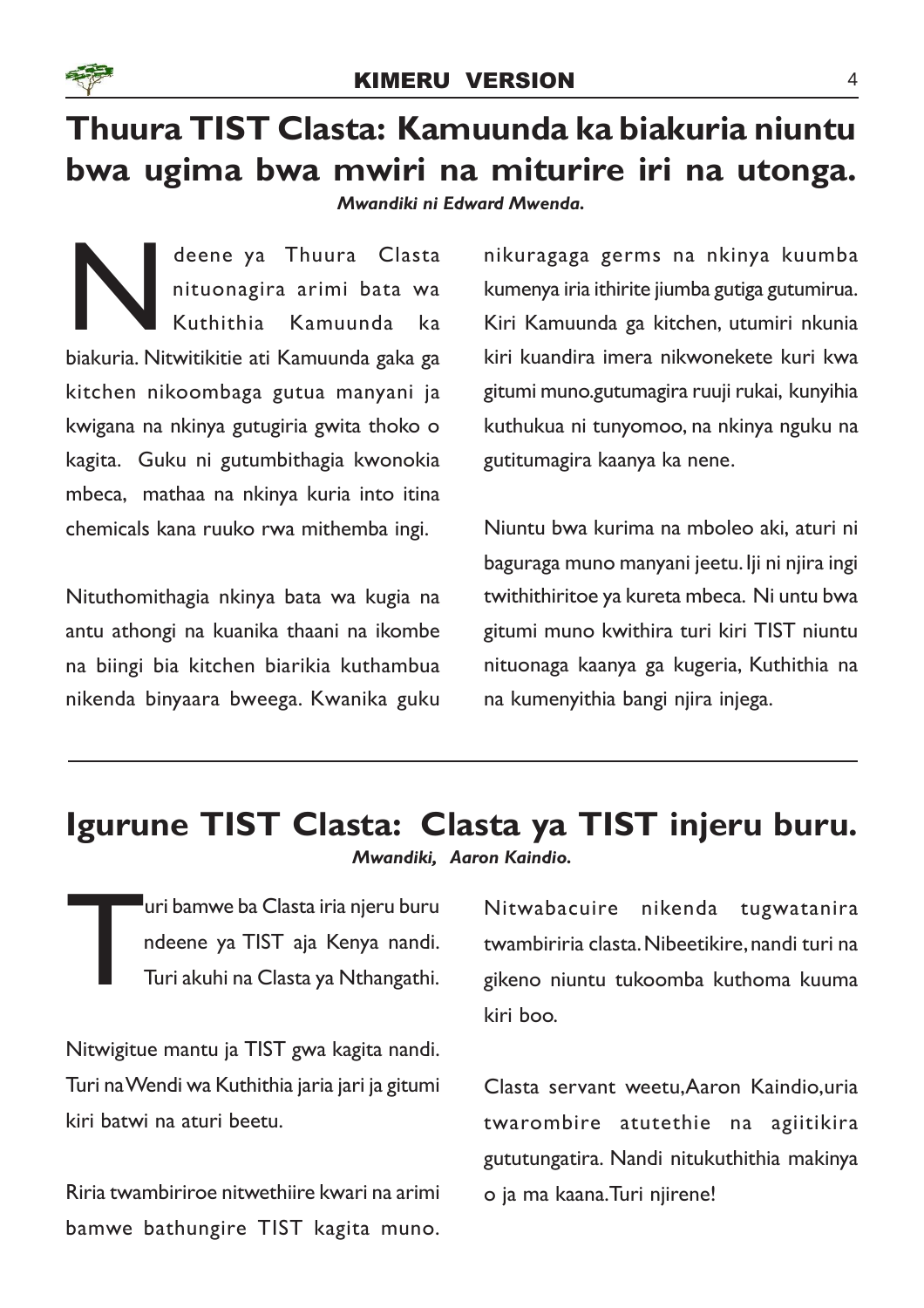## Thuura TIST Clasta: Kamuunda ka biakuria niuntu bwa ugima bwa mwiri na miturire iri na utonga.

*Mwandiki ni Edward Mwenda.*

Ndeene ya Thuura Clasta nituonagira arimi bata wa Kuthithia Kamuunda ka biakuria. Nitwitikitie ati Kamuunda gaka ga kitchen nikoombaga gutua manyani ja kwigana na nkinya gutugiria gwita thoko o kagita. Guku ni gutumbithagia kwonokia mbeca, mathaa na nkinya kuria into itina chemicals kana ruuko rwa mithemba ingi.

Nituthomithagia nkinya bata wa kugia na antu athongi na kuanika thaani na ikombe na biingi bia kitchen biarikia kuthambua nikenda binyaara bweega. Kwanika guku nikuragaga germs na nkinya kuumba kumenya iria ithirite jiumba gutiga gutumirua. Kiri Kamuunda ga kitchen, utumiri nkunia kiri kuandira imera nikwonekete kuri kwa gitumi muno.gutumagira ruuji rukai, kunyihia kuthukua ni tunyomoo, na nkinya nguku na gutitumagira kaanya ka nene.

Niuntu bwa kurima na mboleo aki, aturi ni baguraga muno manyani jeetu. Iji ni njira ingi twithithiritoe ya kureta mbeca. Ni untu bwa gitumi muno kwithira turi kiri TIST niuntu nituonaga kaanya ga kugeria, Kuthithia na na kumenyithia bangi njira injega.

---

## Igurune TIST Clasta: Clasta ya TIST injeru buru.

*Mwandiki, Aaron Kaindio.*

Turi bamwe ba Clasta iria njeru buru ndeene ya TIST aja Kenya nandi. Turi akuhi na Clasta ya Nthangathi.

Nitwigitue mantu ja TIST gwa kagita nandi. Turi na Wendi wa Kuthithia jaria jari ja gitumi kiri batwi na aturi beetu.

Riria twambiriroe nitwethiire kwari na arimi bamwe bathungire TIST kagita muno. Nitwabacuire nikenda tugwatanira twambiriria clasta. Nibeetikire, nandi turi na gikeno niuntu tukoomba kuthoma kuuma kiri boo.

Clasta servant weetu, Aaron Kaindio, uria twarombire atutethie na agiitikira gututungatira. Nandi nitukuthithia makinya o ja ma kaana. Turi njirene!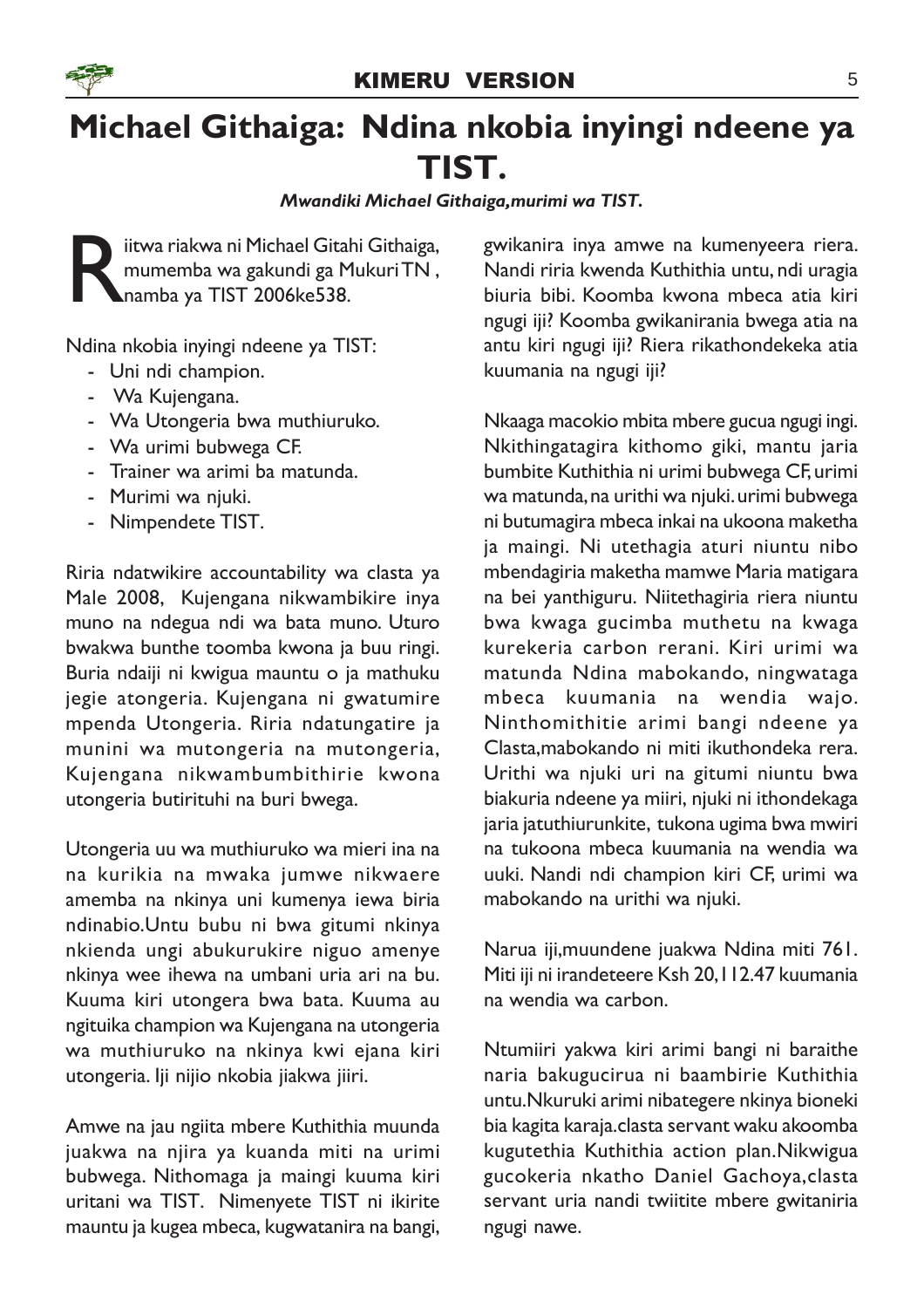# Michael Githaiga: Ndina nkobia inyingi ndeene ya TIST.

***Mwandiki Michael Githaiga,murimi wa TIST.***

Riitwa riakwa ni Michael Gitahi Githaiga, mumemba wa gakundi ga Mukuri TN , namba ya TIST 2006ke538.

Ndina nkobia inyingi ndeene ya TIST:

- Uni ndi champion.
- Wa Kujengana.
- Wa Utongeria bwa muthiuruko.
- Wa urimi bubwega CF.
- Trainer wa arimi ba matunda.
- Murimi wa njuki.
- Nimpendete TIST.

Riria ndatwikire accountability wa clasta ya Male 2008, Kujengana nikwambikire inya muno na ndegua ndi wa bata muno. Uturo bwakwa bunthe toomba kwona ja buu ringi. Buria ndaiji ni kwigua mauntu o ja mathuku jegie atongeria. Kujengana ni gwatumire mpenda Utongeria. Riria ndatungatire ja munini wa mutongeria na mutongeria, Kujengana nikwambumbithirie kwona utongeria butirituhi na buri bwega.

Utongeria uu wa muthiuruko wa mieri ina na na kurikia na mwaka jumwe nikwaere amemba na nkinya uni kumenya iewa biria ndinabio.Untu bubu ni bwa gitumi nkinya nkienda ungi abukurukire niguo amenye nkinya wee ihewa na umbani uria ari na bu. Kuuma kiri utongera bwa bata. Kuuma au ngituika champion wa Kujengana na utongeria wa muthiuruko na nkinya kwi ejana kiri utongeria. Iji nijio nkobia jiakwa jiiri.

Amwe na jau ngiita mbere Kuthithia muunda juakwa na njira ya kuanda miti na urimi bubwega. Nithomaga ja maingi kuuma kiri uritani wa TIST. Nimenyete TIST ni ikirite mauntu ja kugea mbeca, kugwatanira na bangi, gwikanira inya amwe na kumenyeera riera. Nandi riria kwenda Kuthithia untu, ndi uragia biuria bibi. Koomba kwona mbeca atia kiri ngugi iji? Koomba gwikanirania bwega atia na antu kiri ngugi iji? Riera rikathondekeka atia kuumania na ngugi iji?

Nkaaga macokio mbita mbere gucua ngugi ingi. Nkithingatagira kithomo giki, mantu jaria bumbite Kuthithia ni urimi bubwega CF, urimi wa matunda, na urithi wa njuki. urimi bubwega ni butumagira mbeca inkai na ukoona maketha ja maingi. Ni utethagia aturi niuntu nibo mbendagiria maketha mamwe Maria matigara na bei yanthiguru. Niitethagiria riera niuntu bwa kwaga gucimba muthetu na kwaga kurekeria carbon rerani. Kiri urimi wa matunda Ndina mabokando, ningwataga mbeca kuumania na wendia wajo. Ninthomithitie arimi bangi ndeene ya Clasta,mabokando ni miti ikuthondeka rera. Urithi wa njuki uri na gitumi niuntu bwa biakuria ndeene ya miiri, njuki ni ithondekaga jaria jatuthiurunkite, tukona ugima bwa mwiri na tukoona mbeca kuumania na wendia wa uuki. Nandi ndi champion kiri CF, urimi wa mabokando na urithi wa njuki.

Narua iji,muundene juakwa Ndina miti 761. Miti iji ni irandeteere Ksh 20,112.47 kuumania na wendia wa carbon.

Ntumiiri yakwa kiri arimi bangi ni baraithe naria bakugucirua ni baambirie Kuthithia untu.Nkuruki arimi nibategere nkinya bioneki bia kagita karaja.clasta servant waku akoomba kugutethia Kuthithia action plan.Nikwigua gucokeria nkatho Daniel Gachoya,clasta servant uria nandi twiitite mbere gwitaniria ngugi nawe.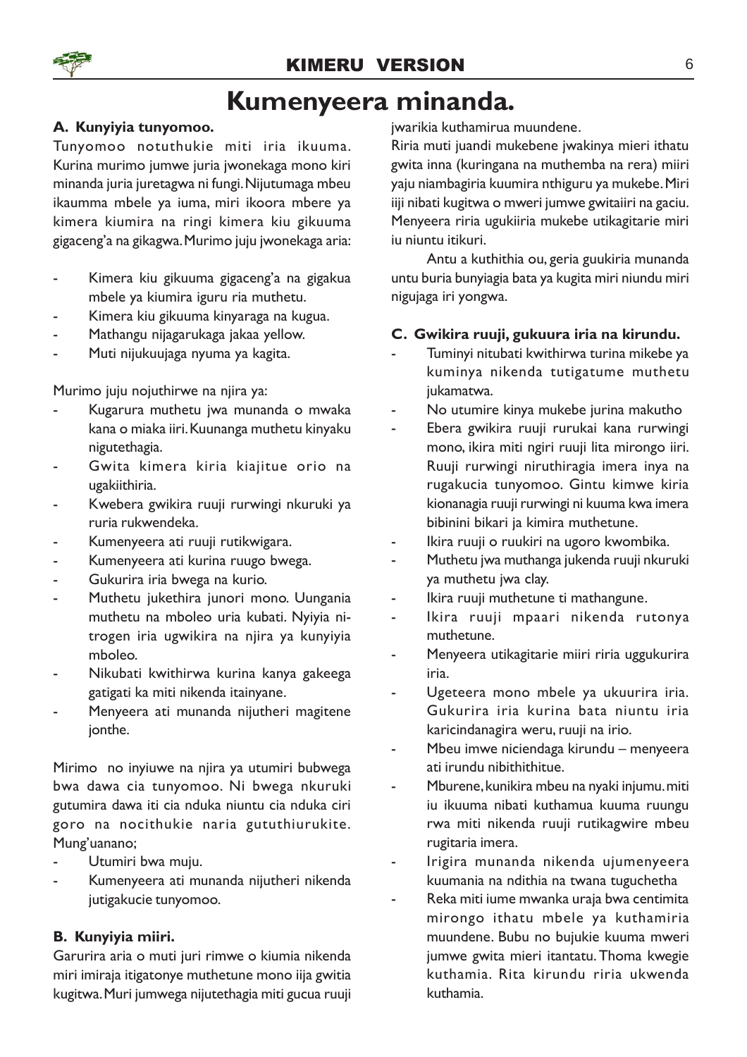# Kumenyeera minanda.

### A. Kunyiyia tunyomoo.

Tunyomoo notuthukie miti iria ikuuma. Kurina murimo jumwe juria jwonekaga mono kiri minanda juria juretagwa ni fungi. Nijutumaga mbeu ikaumma mbele ya iuma, miri ikoora mbere ya kimera kiumira na ringi kimera kiu gikuuma gigaceng'a na gikagwa. Murimo juju jwonekaga aria:

- Kimera kiu gikuuma gigaceng'a na gigakua mbele ya kiumira iguru ria muthetu.
- Kimera kiu gikuuma kinyaraga na kugua.
- Mathangu nijagarukaga jakaa yellow.
- Muti nijukuujaga nyuma ya kagita.

Murimo juju nojuthirwe na njira ya:

- Kugarura muthetu jwa munanda o mwaka kana o miaka iiri. Kuunanga muthetu kinyaku nigutethagia.
- Gwita kimera kiria kiajitue orio na ugakiithiria.
- Kwebera gwikira ruuji rurwingi nkuruki ya ruria rukwendeka.
- Kumenyeera ati ruuji rutikwigara.
- Kumenyeera ati kurina ruugo bwega.
- Gukurira iria bwega na kurio.
- Muthetu jukethira junori mono. Uungania muthetu na mboleo uria kubati. Nyiyia nitrogen iria ugwikira na njira ya kunyiyia mboleo.
- Nikubati kwithirwa kurina kanya gakeega gatigati ka miti nikenda itainyane.
- Menyeera ati munanda nijutheri magitene jonthe.

Mirimo no inyiuwe na njira ya utumiri bubwega bwa dawa cia tunyomoo. Ni bwega nkuruki gutumira dawa iti cia nduka niuntu cia nduka ciri goro na nocithukie naria gututhiurukite. Mung'uanano;

- Utumiri bwa muju.
- Kumenyeera ati munanda nijutheri nikenda jutigakucie tunyomoo.

### B. Kunyiyia miiri.

Garurira aria o muti juri rimwe o kiumia nikenda miri imiraja itigatonye muthetune mono iija gwitia kugitwa. Muri jumwega nijutethagia miti gucua ruuji jwarikia kuthamirua muundene.

Riria muti juandi mukebene jwakinya mieri ithatu gwita inna (kuringana na muthemba na rera) miiri yaju niambagiria kuumira nthiguru ya mukebe. Miri iiji nibati kugitwa o mweri jumwe gwitaiiri na gaciu. Menyeera riria ugukiiria mukebe utikagitarie miri iu niuntu itikuri.

Antu a kuthithia ou, geria guukiria munanda untu buria bunyiagia bata ya kugita miri niundu miri nigujaga iri yongwa.

### C. Gwikira ruuji, gukuura iria na kirundu.

- Tuminyi nitubati kwithirwa turina mikebe ya kuminya nikenda tutigatume muthetu jukamatwa.
- No utumire kinya mukebe jurina makutho
- Ebera gwikira ruuji rurukai kana rurwingi mono, ikira miti ngiri ruuji lita mirongo iiri. Ruuji rurwingi niruthiragia imera inya na rugakucia tunyomoo. Gintu kimwe kiria kionanagia ruuji rurwingi ni kuuma kwa imera bibinini bikari ja kimira muthetune.
- Ikira ruuji o ruukiri na ugoro kwombika.
- Muthetu jwa muthanga jukenda ruuji nkuruki ya muthetu jwa clay.
- Ikira ruuji muthetune ti mathangune.
- Ikira ruuji mpaari nikenda rutonya muthetune.
- Menyeera utikagitarie miiri riria uggukurira iria.
- Ugeteera mono mbele ya ukuurira iria. Gukurira iria kurina bata niuntu iria karicindanagira weru, ruuji na irio.
- Mbeu imwe niciendaga kirundu – menyeera ati irundu nibithithitue.
- Mburene, kunikira mbeu na nyaki injumu. miti iu ikuuma nibati kuthamua kuuma ruungu rwa miti nikenda ruuji rutikagwire mbeu rugitaria imera.
- Irigira munanda nikenda ujumenyeera kuumania na ndithia na twana tuguchetha
- Reka miti iume mwanka uraja bwa centimita mirongo ithatu mbele ya kuthamiria muundene. Bubu no bujukie kuuma mweri jumwe gwita mieri itantatu. Thoma kwegie kuthamia. Rita kirundu riria ukwenda kuthamia.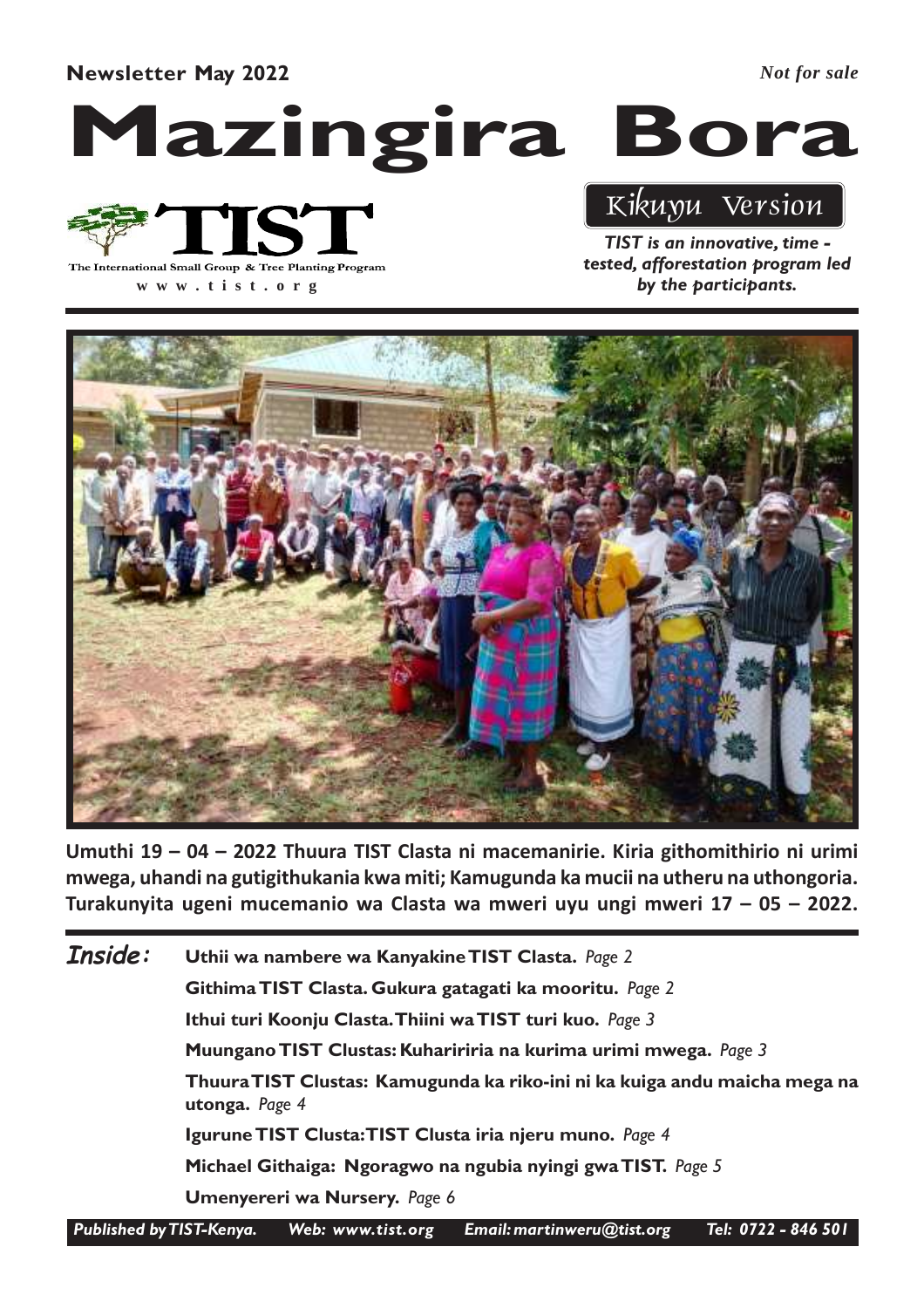**Newsletter May 2022** *Not for sale*

# Mazingira Bora

The International Small Group & Tree Planting Program

www.tist.org

*Kikuyu Version*

***TIST is an innovative, time - tested, afforestation program led by the participants.***

**Umuthi 19 – 04 – 2022 Thuura TIST Clasta ni macemanirie. Kiria githomithirio ni urimi mwega, uhandi na gutigithukania kwa miti; Kamugunda ka mucii na utheru na uthongoria. Turakunyita ugeni mucemanio wa Clasta wa mweri uyu ungi mweri 17 – 05 – 2022.**

***Inside:***

- **Uthii wa nambere wa Kanyakine TIST Clasta.** *Page 2*
- **Githima TIST Clasta. Gukura gatagati ka mooritu.** *Page 2*
- **Ithui turi Koonju Clasta. Thiini wa TIST turi kuo.** *Page 3*
- **Muungano TIST Clustas: Kuharirria na kurima urimi mwega.** *Page 3*
- **Thuura TIST Clustas: Kamugunda ka riko-ini ni ka kuiga andu maicha mega na utonga.** *Page 4*
- **Igurune TIST Clusta: TIST Clusta iria njeru muno.** *Page 4*
- **Michael Githaiga: Ngoragwo na ngubia nyingi gwa TIST.** *Page 5*
- **Umenyereri wa Nursery.** *Page 6*

*Published by TIST-Kenya. Web: www.tist.org Email: martinweru@tist.org Tel: 0722 - 846 501*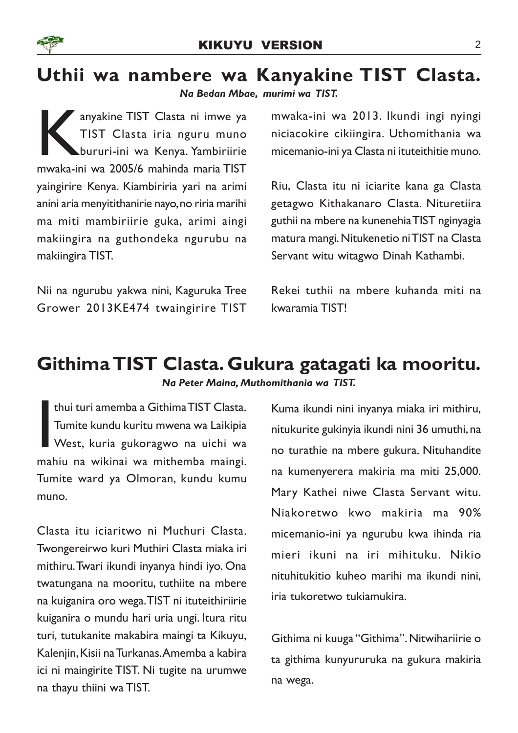## Uthii wa nambere wa Kanyakine TIST Clasta.

***Na Bedan Mbae, murimi wa TIST.***

Kanyakine TIST Clasta ni imwe ya TIST Clasta iria nguru muno bururi-ini wa Kenya. Yambiriirie mwaka-ini wa 2005/6 mahinda maria TIST yaingirire Kenya. Kiambiriria yari na arimi anini aria menyitithanirie nayo, no riria marihi ma miti mambiriirie guka, arimi aingi makiingira na guthondeka ngurubu na makiingira TIST.

Nii na ngurubu yakwa nini, Kaguruka Tree Grower 2013KE474 twaingirire TIST mwaka-ini wa 2013. Ikundi ingi nyingi niciacokire cikiingira. Uthomithania wa micemanio-ini ya Clasta ni ituteithitie muno.

Riu, Clasta itu ni iciarite kana ga Clasta getagwo Kithakanaro Clasta. Nituretiira guthii na mbere na kunenehia TIST nginyagia matura mangi. Nitukenetio ni TIST na Clasta Servant witu witagwo Dinah Kathambi.

Rekei tuthii na mbere kuhanda miti na kwaramia TIST!

## Githima TIST Clasta. Gukura gatagati ka mooritu.

***Na Peter Maina, Muthomithania wa TIST.***

Ithui turi amemba a Githima TIST Clasta. Tumite kundu kuritu mwena wa Laikipia West, kuria gukoragwo na uichi wa mahiu na wikinai wa mithemba maingi. Tumite ward ya Olmoran, kundu kumu muno.

Clasta itu iciaritwo ni Muthuri Clasta. Twongereirwo kuri Muthiri Clasta miaka iri mithiru. Twari ikundi inyanya hindi iyo. Ona twatungana na mooritu, tuthiite na mbere na kuiganira oro wega. TIST ni ituteithiriirie kuiganira o mundu hari uria ungi. Itura ritu turi, tutukanite makabira maingi ta Kikuyu, Kalenjin, Kisii na Turkanas. Amemba a kabira ici ni maingirite TIST. Ni tugite na urumwe na thayu thiini wa TIST.

Kuma ikundi nini inyanya miaka iri mithiru, nitukurite gukinyia ikundi nini 36 umuthi, na no turathie na mbere gukura. Nituhandite na kumenyerera makiria ma miti 25,000. Mary Kathei niwe Clasta Servant witu. Niakoretwo kwo makiria ma 90% micemanio-ini ya ngurubu kwa ihinda ria mieri ikuni na iri mihituku. Nikio nituhitukitio kuheo marihi ma ikundi nini, iria tukoretwo tukiamukira.

Githima ni kuuga "Githima". Nitwihariirie o ta githima kunyururuka na gukura makiria na wega.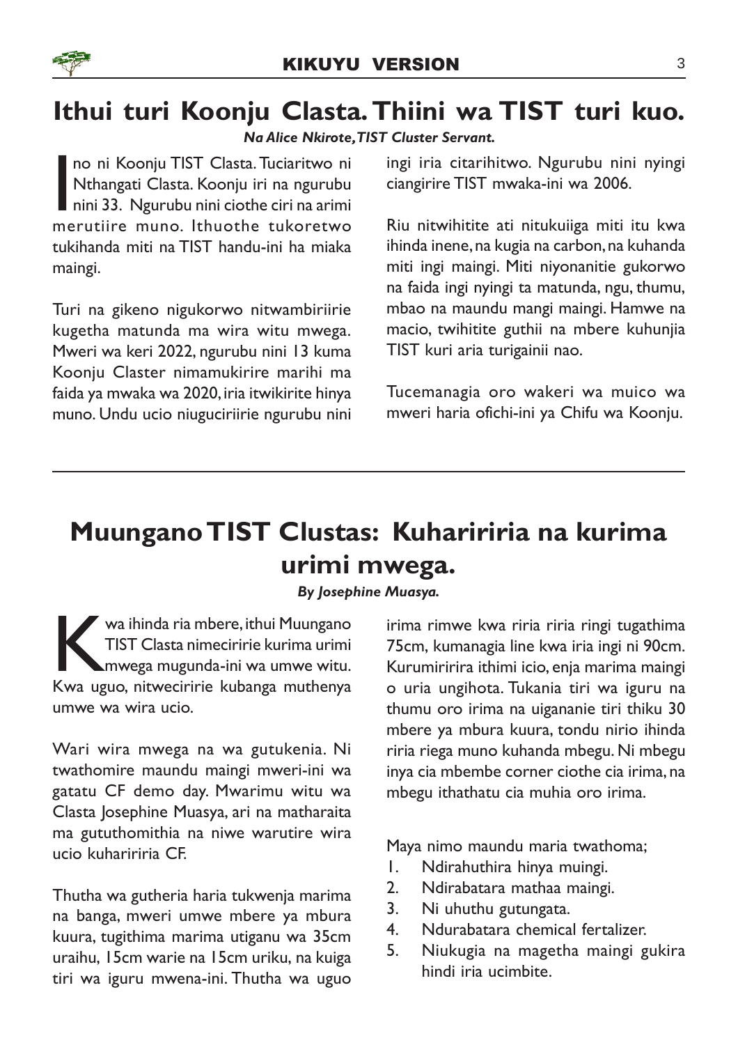# Ithui turi Koonju Clasta. Thiini wa TIST turi kuo.

***Na Alice Nkirote, TIST Cluster Servant.***

Ino ni Koonju TIST Clasta. Tuciaritwo ni Nthangati Clasta. Koonju iri na ngurubu nini 33. Ngurubu nini ciothe ciri na arimi merutiire muno. Ithuothe tukoretwo tukihanda miti na TIST handu-ini ha miaka maingi.

Turi na gikeno nigukorwo nitwambiriirie kugetha matunda ma wira witu mwega. Mweri wa keri 2022, ngurubu nini 13 kuma Koonju Claster nimamukirire marihi ma faida ya mwaka wa 2020, iria itwikirite hinya muno. Undu ucio niuguciriirie ngurubu nini ingi iria citarihitwo. Ngurubu nini nyingi ciangirire TIST mwaka-ini wa 2006.

Riu nitwihitite ati nitukuiiga miti itu kwa ihinda inene, na kugia na carbon, na kuhanda miti ingi maingi. Miti niyonanitie gukorwo na faida ingi nyingi ta matunda, ngu, thumu, mbao na maundu mangi maingi. Hamwe na macio, twihitite guthii na mbere kuhunjia TIST kuri aria turigainii nao.

Tucemanagia oro wakeri wa muico wa mweri haria ofichi-ini ya Chifu wa Koonju.

---

# Muungano TIST Clustas: Kuharirira na kurima urimi mwega.

***By Josephine Muasya.***

Kwa ihinda ria mbere, ithui Muungano TIST Clasta nimeciririe kurima urimi mwega mugunda-ini wa umwe witu. Kwa uguo, nitweciririe kubanga muthenya umwe wa wira ucio.

Wari wira mwega na wa gutukenia. Ni twathomire maundu maingi mweri-ini wa gatatu CF demo day. Mwarimu witu wa Clasta Josephine Muasya, ari na matharaita ma gututhomithia na niwe warutire wira ucio kuharirira CF.

Thutha wa gutheria haria tukwenja marima na banga, mweri umwe mbere ya mbura kuura, tugithima marima utiganu wa 35cm uraihu, 15cm warie na 15cm uriku, na kuiga tiri wa iguru mwena-ini. Thutha wa uguo irima rimwe kwa riria riria ringi tugathima 75cm, kumanagia line kwa iria ingi ni 90cm. Kurumiririra ithimi icio, enja marima maingi o uria ungihota. Tukania tiri wa iguru na thumu oro irima na uigananie tiri thiku 30 mbere ya mbura kuura, tondu nirio ihinda riria riega muno kuhanda mbegu. Ni mbegu inya cia mbembe corner ciothe cia irima, na mbegu ithathatu cia muhia oro irima.

Maya nimo maundu maria twathoma;

1. Ndirahuthira hinya muingi.
2. Ndirabatara mathaa maingi.
3. Ni uhuthu gutungata.
4. Ndurabatara chemical fertalizer.
5. Niukugia na magetha maingi gukira hindi iria ucimbite.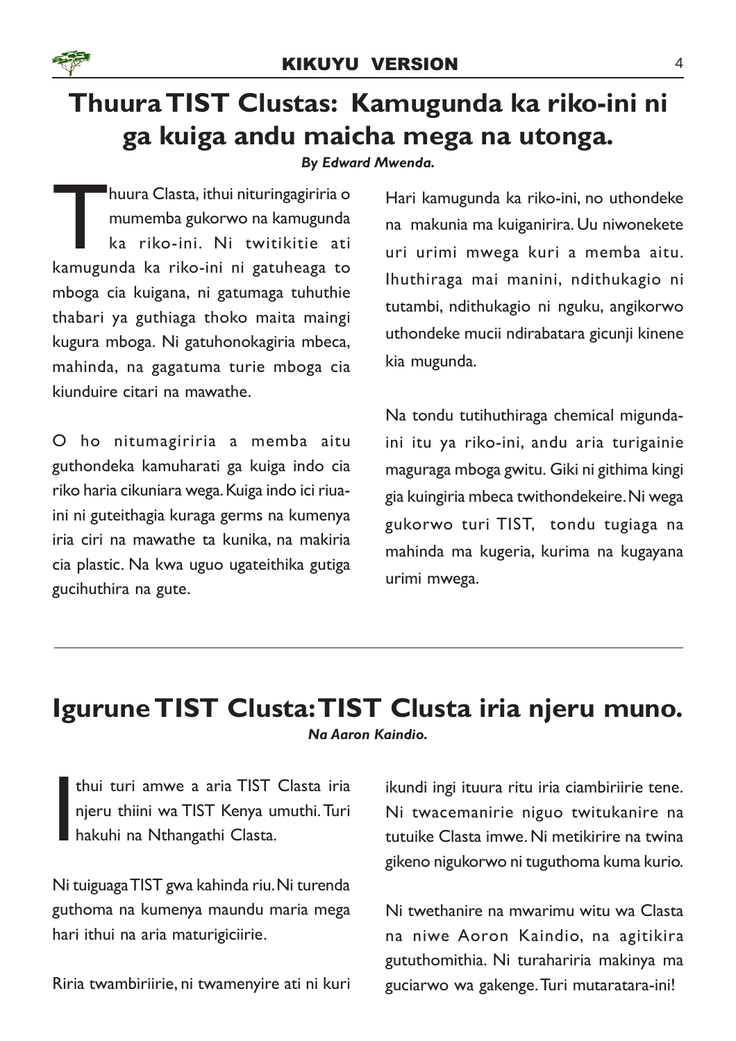# Thuura TIST Clustas: Kamugunda ka riko-ini ni ga kuiga andu maicha mega na utonga.

***By Edward Mwenda.***

Thuura Clasta, ithui nituringagiriria o mumemba gukorwo na kamugunda ka riko-ini. Ni twitikitie ati kamugunda ka riko-ini ni gatuheaga to mboga cia kuigana, ni gatumaga tuhuthie thabari ya guthiaga thoko maita maingi kugura mboga. Ni gatuhonokagiria mbeca, mahinda, na gagatuma turie mboga cia kiunduire citari na mawathe.

O ho nitumagiriria a memba aitu guthondeka kamuharati ga kuiga indo cia riko haria cikuniara wega. Kuiga indo ici riua-ini ni guteithagia kuraga germs na kumenya iria ciri na mawathe ta kunika, na makiria cia plastic. Na kwa uguo ugateithika gutiga gucihuthira na gute.

Hari kamugunda ka riko-ini, no uthondeke na makunia ma kuiganirira. Uu niwonekete uri urimi mwega kuri a memba aitu. Ihuthiraga mai manini, ndithukagio ni tutambi, ndithukagio ni nguku, angikorwo uthondeke mucii ndirabatara gicunji kinene kia mugunda.

Na tondu tutihuthiraga chemical migunda-ini itu ya riko-ini, andu aria turigainie maguraga mboga gwitu. Giki ni githima kingi gia kuingiria mbeca twithondekeire. Ni wega gukorwo turi TIST, tondu tugiaga na mahinda ma kugeria, kurima na kugayana urimi mwega.

---

# Igurune TIST Clusta: TIST Clusta iria njeru muno.

***Na Aaron Kaindio.***

Ithui turi amwe a aria TIST Clasta iria njeru thiini wa TIST Kenya umuthi. Turi hakuhi na Nthangathi Clasta.

Ni tuiguaga TIST gwa kahinda riu. Ni turenda guthoma na kumenya maundu maria mega hari ithui na aria maturigiciirie.

Riria twambiriirie, ni twamenyire ati ni kuri ikundi ingi ituura ritu iria ciambiriirie tene. Ni twacemanirie niguo twitukanire na tutuike Clasta imwe. Ni metikirire na twina gikeno nigukorwo ni tuguthoma kuma kurio.

Ni twethanire na mwarimu witu wa Clasta na niwe Aoron Kaindio, na agitikira gututhomithia. Ni turahariria makinya ma guciarwo wa gakenge. Turi mutaratara-ini!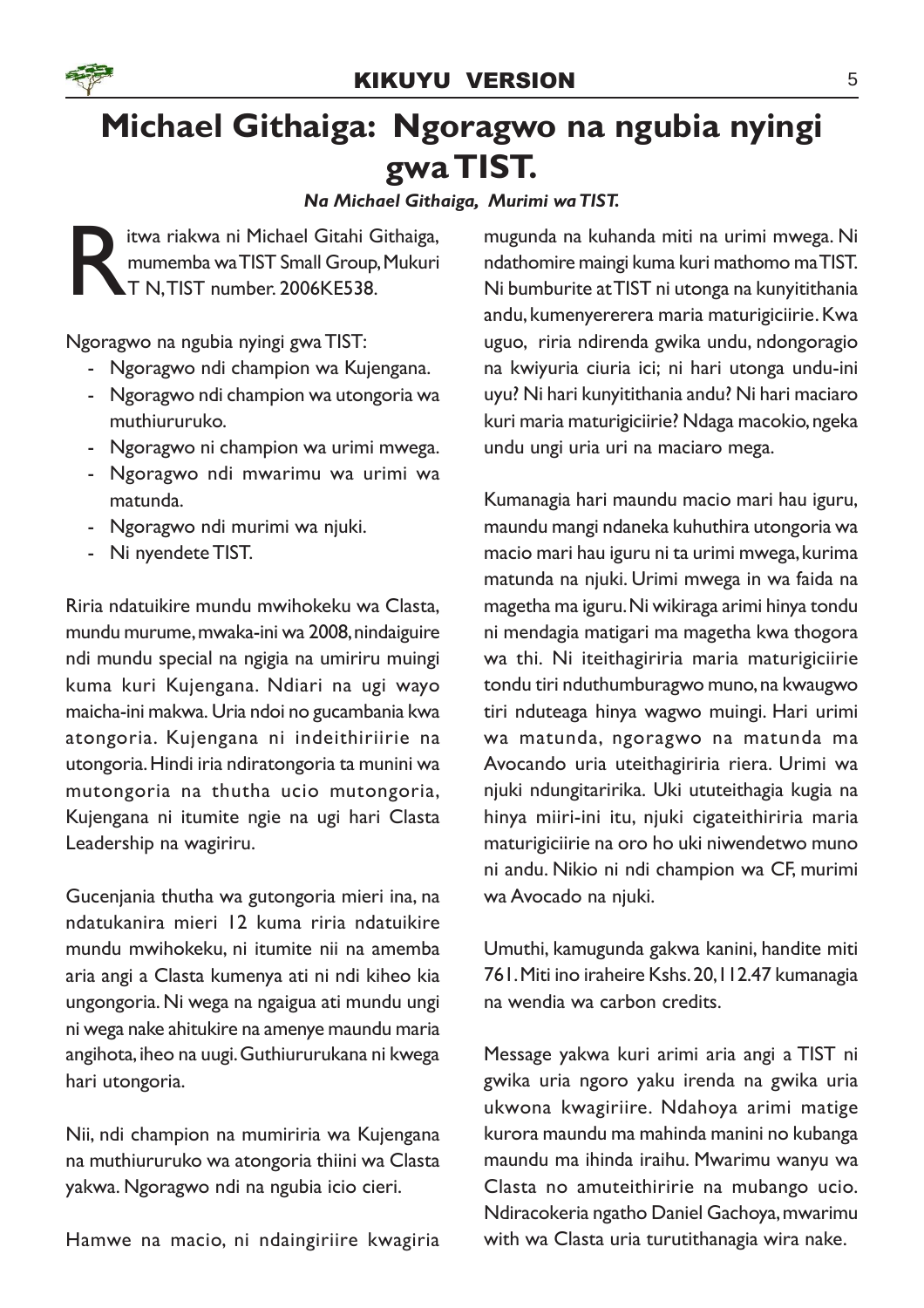# Michael Githaiga: Ngoragwo na ngubia nyingi gwa TIST.

***Na Michael Githaiga, Murimi wa TIST.***

Ritwa riakwa ni Michael Gitahi Githaiga, mumemba wa TIST Small Group, Mukuri T N, TIST number. 2006KE538.

Ngoragwo na ngubia nyingi gwa TIST:

- Ngoragwo ndi champion wa Kujengana.
- Ngoragwo ndi champion wa utongoria wa muthiururuko.
- Ngoragwo ni champion wa urimi mwega.
- Ngoragwo ndi mwarimu wa urimi wa matunda.
- Ngoragwo ndi murimi wa njuki.
- Ni nyendete TIST.

Riria ndatuikire mundu mwihokeku wa Clasta, mundu murume, mwaka-ini wa 2008, nindaiguire ndi mundu special na ngigia na umiriru muingi kuma kuri Kujengana. Ndiari na ugi wayo maicha-ini makwa. Uria ndoi no gucambania kwa atongoria. Kujengana ni indeithiriirie na utongoria. Hindi iria ndiratongoria ta munini wa mutongoria na thutha ucio mutongoria, Kujengana ni itumite ngie na ugi hari Clasta Leadership na wagiriru.

Gucenjania thutha wa gutongoria mieri ina, na ndatukanira mieri 12 kuma riria ndatuikire mundu mwihokeku, ni itumite nii na amemba aria angi a Clasta kumenya ati ni ndi kiheo kia ungongoria. Ni wega na ngaigua ati mundu ungi ni wega nake ahitukire na amenye maundu maria angihota, iheo na uugi. Guthiururukana ni kwega hari utongoria.

Nii, ndi champion na mumiriria wa Kujengana na muthiururuko wa atongoria thiini wa Clasta yakwa. Ngoragwo ndi na ngubia icio cieri.

Hamwe na macio, ni ndaingiriire kwagiria mugunda na kuhanda miti na urimi mwega. Ni ndathomire maingi kuma kuri mathomo ma TIST. Ni bumburite at TIST ni utonga na kunyitithania andu, kumenyererera maria maturigiciirie. Kwa uguo, riria ndirenda gwika undu, ndongoragio na kwiyuria ciuria ici; ni hari utonga undu-ini uyu? Ni hari kunyitithania andu? Ni hari maciaro kuri maria maturigiciirie? Ndaga macokio, ngeka undu ungi uria uri na maciaro mega.

Kumanagia hari maundu macio mari hau iguru, maundu mangi ndaneka kuhuthira utongoria wa macio mari hau iguru ni ta urimi mwega, kurima matunda na njuki. Urimi mwega in wa faida na magetha ma iguru. Ni wikiraga arimi hinya tondu ni mendagia matigari ma magetha kwa thogora wa thi. Ni iteithagiriria maria maturigiciirie tondu tiri nduthumburagwo muno, na kwaugwo tiri nduteaga hinya wagwo muingi. Hari urimi wa matunda, ngoragwo na matunda ma Avocando uria uteithagiriria riera. Urimi wa njuki ndungitaririka. Uki ututeithagia kugia na hinya miiri-ini itu, njuki cigateithiriria maria maturigiciirie na oro ho uki niwendetwo muno ni andu. Nikio ni ndi champion wa CF, murimi wa Avocado na njuki.

Umuthi, kamugunda gakwa kanini, handite miti 761. Miti ino iraheire Kshs. 20,112.47 kumanagia na wendia wa carbon credits.

Message yakwa kuri arimi aria angi a TIST ni gwika uria ngoro yaku irenda na gwika uria ukwona kwagiriire. Ndahoya arimi matige kurora maundu ma mahinda manini no kubanga maundu ma ihinda iraihu. Mwarimu wanyu wa Clasta no amuteithiririe na mubango ucio. Ndiracokeria ngatho Daniel Gachoya, mwarimu with wa Clasta uria turutithanagia wira nake.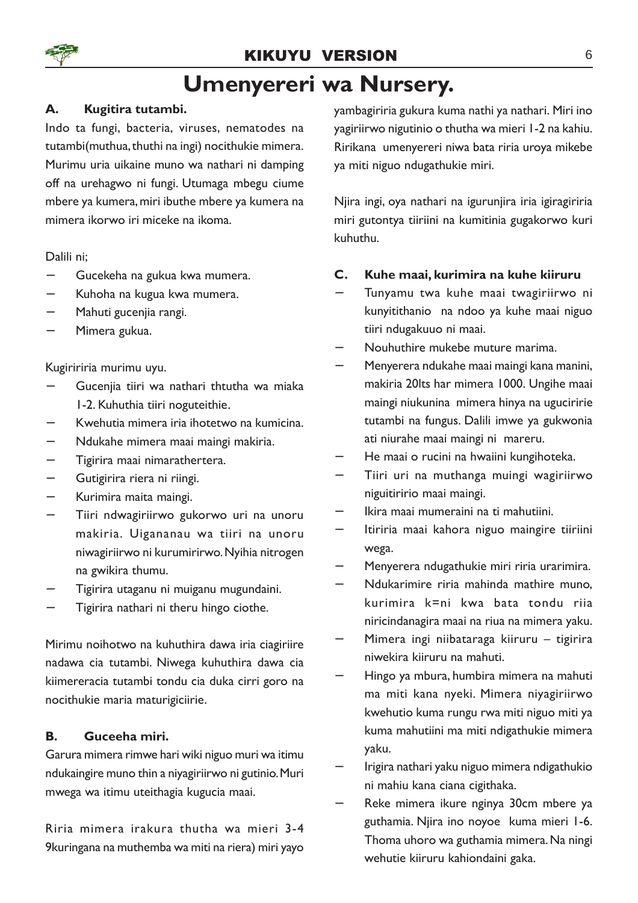# Umenyereri wa Nursery.

**A. Kugitira tutambi.**

Indo ta fungi, bacteria, viruses, nematodes na tutambi(muthua, thuthi na ingi) nocithukie mimera. Murimu uria uikaine muno wa nathari ni damping off na urehagwo ni fungi. Utumaga mbegu ciume mbere ya kumera, miri ibuthe mbere ya kumera na mimera ikorwo iri miceke na ikoma.

Dalili ni;

- Gucekeha na gukua kwa mumera.
- Kuhoha na kugua kwa mumera.
- Mahuti gucenjia rangi.
- Mimera gukua.

Kugiririria murimu uyu.

- Gucenjia tiiri wa nathari thtutha wa miaka 1-2. Kuhuthia tiiri noguteithie.
- Kwehutia mimera iria ihotetwo na kumicina.
- Ndukahe mimera maai maingi makiria.
- Tigirira maai nimarathertera.
- Gutigirira riera ni riingi.
- Kurimira maita maingi.
- Tiiri ndwagiriirwo gukorwo uri na unoru makiria. Uigananau wa tiiri na unoru niwagiriirwo ni kurumirirwo. Nyihia nitrogen na gwikira thumu.
- Tigirira utaganu ni muiganu mugundaini.
- Tigirira nathari ni theru hingo ciothe.

Mirimu noihotwo na kuhuthira dawa iria ciagiriire nadawa cia tutambi. Niwega kuhuthira dawa cia kiimereracia tutambi tondu cia duka cirri goro na nocithukie maria maturigiciirie.

**B. Guceeha miri.**

Garura mimera rimwe hari wiki niguo muri wa itimu ndukaingire muno thin a niyagiriirwo ni gutinio. Muri mwega wa itimu uteithagia kugucia maai.

Riria mimera irakura thutha wa mieri 3-4 9kuringana na muthemba wa miti na riera) miri yayo yambagiriria gukura kuma nathi ya nathari. Miri ino yagiriirwo nigutinio o thutha wa mieri 1-2 na kahiu. Ririkana umenyereri niwa bata riria uroya mikebe ya miti niguo ndugathukie miri.

Njira ingi, oya nathari na igurunjira iria igiragiriria miri gutontya tiiriini na kumitinia gugakorwo kuri kuhuthu.

**C. Kuhe maai, kurimira na kuhe kiiruru**

- Tunyamu twa kuhe maai twagiriirwo ni kunyitithanio na ndoo ya kuhe maai niguo tiiri ndugakuuo ni maai.
- Nouhuthire mukebe muture marima.
- Menyerera ndukahe maai maingi kana manini, makiria 20lts har mimera 1000. Ungihe maai maingi niukunina mimera hinya na uguciririe tutambi na fungus. Dalili imwe ya gukwonia ati niurahe maai maingi ni mareru.
- He maai o rucini na hwaiini kungihoteka.
- Tiiri uri na muthanga muingi wagiriirwo niguitiririo maai maingi.
- Ikira maai mumeraini na ti mahutiini.
- Itiriria maai kahora niguo maingire tiiriini wega.
- Menyerera ndugathukie miri riria urarimira.
- Ndukarimire riria mahinda mathire muno, kurimira k=ni kwa bata tondu riia niricindanagira maai na riua na mimera yaku.
- Mimera ingi niibataraga kiiruru – tigirira niwekira kiiruru na mahuti.
- Hingo ya mbura, humbira mimera na mahuti ma miti kana nyeki. Mimera niyagiriirwo kwehutio kuma rungu rwa miti niguo miti ya kuma mahutiini ma miti ndigathukie mimera yaku.
- Irigira nathari yaku niguo mimera ndigathukio ni mahiu kana ciana cigithaka.
- Reke mimera ikure nginya 30cm mbere ya guthamia. Njira ino noyoe kuma mieri 1-6. Thoma uhoro wa guthamia mimera. Na ningi wehutie kiiruru kahiondaini gaka.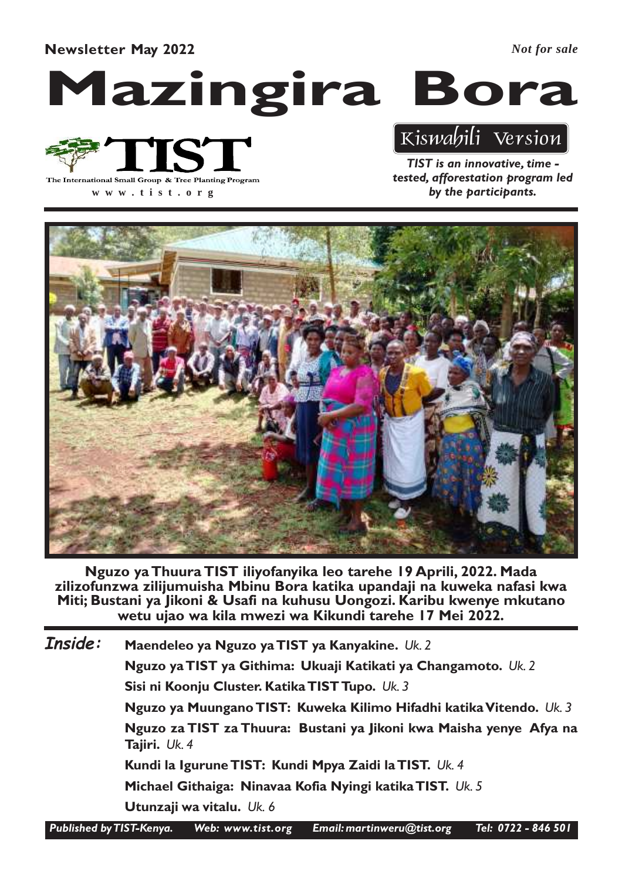**Newsletter May 2022** *Not for sale*

# Mazingira Bora

TIST

The International Small Group & Tree Planting Program

w w w . t i s t . o r g

Kiswahili Version

***TIST is an innovative, time - tested, afforestation program led by the participants.***

**Nguzo ya Thuura TIST iliyofanyika leo tarehe 19 Aprili, 2022. Mada zilizofunzwa zilijumuisha Mbinu Bora katika upandaji na kuweka nafasi kwa Miti; Bustani ya Jikoni & Usafi na kuhusu Uongozi. Karibu kwenye mkutano wetu ujao wa kila mwezi wa Kikundi tarehe 17 Mei 2022.**

***Inside:***

- **Maendeleo ya Nguzo ya TIST ya Kanyakine.** *Uk. 2*
- **Nguzo ya TIST ya Githima: Ukuaji Katikati ya Changamoto.** *Uk. 2*
- **Sisi ni Koonju Cluster. Katika TIST Tupo.** *Uk. 3*
- **Nguzo ya Muungano TIST: Kuweka Kilimo Hifadhi katika Vitendo.** *Uk. 3*
- **Nguzo za TIST za Thuura: Bustani ya Jikoni kwa Maisha yenye Afya na Tajiri.** *Uk. 4*
- **Kundi la Igurune TIST: Kundi Mpya Zaidi la TIST.** *Uk. 4*
- **Michael Githaiga: Ninavaa Kofia Nyingi katika TIST.** *Uk. 5*
- **Utunzaji wa vitalu.** *Uk. 6*

*Published by TIST-Kenya. Web: www.tist.org Email: martinweru@tist.org Tel: 0722 - 846 501*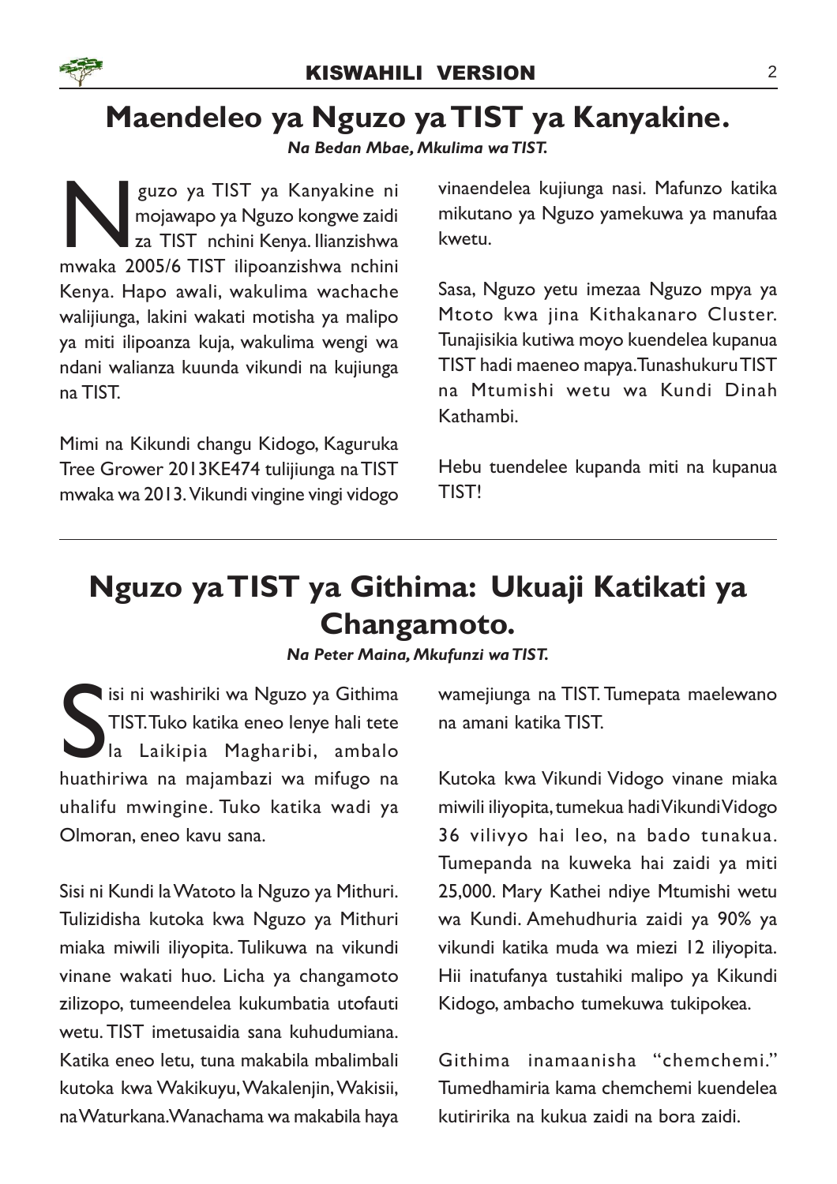# Maendeleo ya Nguzo ya TIST ya Kanyakine.

***Na Bedan Mbae, Mkulima wa TIST.***

Nguzo ya TIST ya Kanyakine ni mojawapo ya Nguzo kongwe zaidi za TIST nchini Kenya. Ilianzishwa mwaka 2005/6 TIST ilipoanzishwa nchini Kenya. Hapo awali, wakulima wachache walijiunga, lakini wakati motisha ya malipo ya miti ilipoanza kuja, wakulima wengi wa ndani walianza kuunda vikundi na kujiunga na TIST.

Mimi na Kikundi changu Kidogo, Kaguruka Tree Grower 2013KE474 tulijiunga na TIST mwaka wa 2013. Vikundi vingine vingi vidogo vinaendelea kujiunga nasi. Mafunzo katika mikutano ya Nguzo yamekuwa ya manufaa kwetu.

Sasa, Nguzo yetu imezaa Nguzo mpya ya Mtoto kwa jina Kithakanaro Cluster. Tunajisikia kutiwa moyo kuendelea kupanua TIST hadi maeneo mapya. Tunashukuru TIST na Mtumishi wetu wa Kundi Dinah Kathambi.

Hebu tuendelee kupanda miti na kupanua TIST!

---

# Nguzo ya TIST ya Githima: Ukuaji Katikati ya Changamoto.

***Na Peter Maina, Mkufunzi wa TIST.***

Sisi ni washiriki wa Nguzo ya Githima TIST. Tuko katika eneo lenye hali tete la Laikipia Magharibi, ambalo huathiriwa na majambazi wa mifugo na uhalifu mwingine. Tuko katika wadi ya Olmoran, eneo kavu sana.

Sisi ni Kundi la Watoto la Nguzo ya Mithuri. Tulizidisha kutoka kwa Nguzo ya Mithuri miaka miwili iliyopita. Tulikuwa na vikundi vinane wakati huo. Licha ya changamoto zilizopo, tumeendelea kukumbatia utofauti wetu. TIST imetusaidia sana kuhudumiana. Katika eneo letu, tuna makabila mbalimbali kutoka kwa Wakikuyu, Wakalenjin, Wakisii, na Waturkana. Wanachama wa makabila haya wamejiunga na TIST. Tumepata maelewano na amani katika TIST.

Kutoka kwa Vikundi Vidogo vinane miaka miwili iliyopita, tumekua hadi Vikundi Vidogo 36 vilivyo hai leo, na bado tunakua. Tumepanda na kuweka hai zaidi ya miti 25,000. Mary Kathei ndiye Mtumishi wetu wa Kundi. Amehudhuria zaidi ya 90% ya vikundi katika muda wa miezi 12 iliyopita. Hii inatufanya tustahiki malipo ya Kikundi Kidogo, ambacho tumekuwa tukipokea.

Githima inamaanisha "chemchemi." Tumedhamiria kama chemchemi kuendelea kutiririka na kukua zaidi na bora zaidi.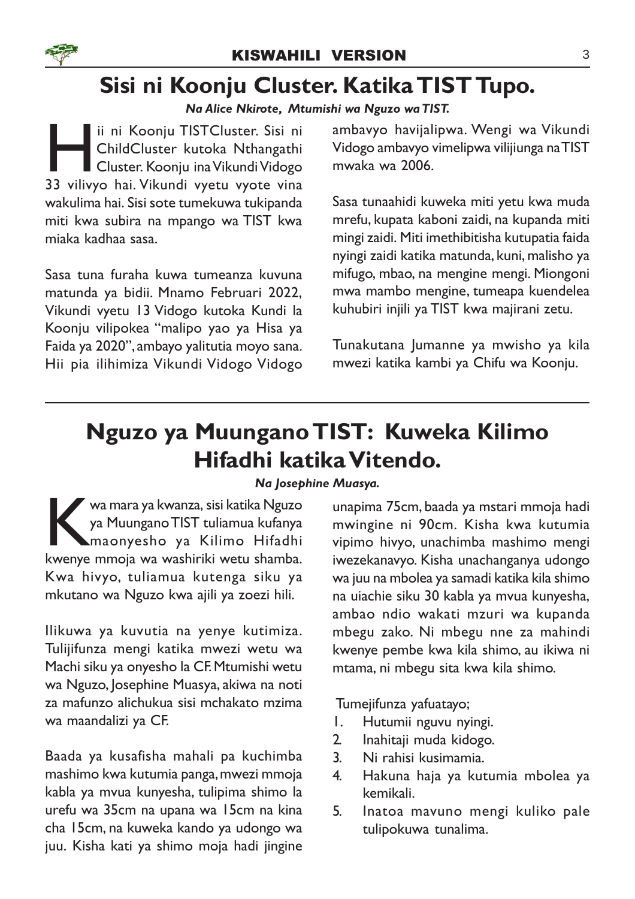# Sisi ni Koonju Cluster. Katika TIST Tupo.

***Na Alice Nkirote, Mtumishi wa Nguzo wa TIST.***

Hii ni Koonju TISTCluster. Sisi ni ChildCluster kutoka Nthangathi Cluster. Koonju ina Vikundi Vidogo 33 vilivyo hai. Vikundi vyetu vyote vina wakulima hai. Sisi sote tumekuwa tukipanda miti kwa subira na mpango wa TIST kwa miaka kadhaa sasa.

Sasa tuna furaha kuwa tumeanza kuvuna matunda ya bidii. Mnamo Februari 2022, Vikundi vyetu 13 Vidogo kutoka Kundi la Koonju vilipokea "malipo yao ya Hisa ya Faida ya 2020", ambayo yalitutia moyo sana. Hii pia ilihimiza Vikundi Vidogo Vidogo ambavyo havijalipwa. Wengi wa Vikundi Vidogo ambavyo vimelipwa vilijiunga na TIST mwaka wa 2006.

Sasa tunaahidi kuweka miti yetu kwa muda mrefu, kupata kaboni zaidi, na kupanda miti mingi zaidi. Miti imethibitisha kutupatia faida nyingi zaidi katika matunda, kuni, malisho ya mifugo, mbao, na mengine mengi. Miongoni mwa mambo mengine, tumeapa kuendelea kuhubiri injili ya TIST kwa majirani zetu.

Tunakutana Jumanne ya mwisho ya kila mwezi katika kambi ya Chifu wa Koonju.

# Nguzo ya Muungano TIST: Kuweka Kilimo Hifadhi katika Vitendo.

***Na Josephine Muasya.***

Kwa mara ya kwanza, sisi katika Nguzo ya Muungano TIST tuliamua kufanya maonyesho ya Kilimo Hifadhi kwenye mmoja wa washiriki wetu shamba. Kwa hivyo, tuliamua kutenga siku ya mkutano wa Nguzo kwa ajili ya zoezi hili.

Ilikuwa ya kuvutia na yenye kutimiza. Tulijifunza mengi katika mwezi wetu wa Machi siku ya onyesho la CF. Mtumishi wetu wa Nguzo, Josephine Muasya, akiwa na noti za mafunzo alichukua sisi mchakato mzima wa maandalizi ya CF.

Baada ya kusafisha mahali pa kuchimba mashimo kwa kutumia panga, mwezi mmoja kabla ya mvua kunyesha, tulipima shimo la urefu wa 35cm na upana wa 15cm na kina cha 15cm, na kuweka kando ya udongo wa juu. Kisha kati ya shimo moja hadi jingine unapima 75cm, baada ya mstari mmoja hadi mwingine ni 90cm. Kisha kwa kutumia vipimo hivyo, unachimba mashimo mengi iwezekanavyo. Kisha unachanganya udongo wa juu na mbolea ya samadi katika kila shimo na uiachie siku 30 kabla ya mvua kunyesha, ambao ndio wakati mzuri wa kupanda mbegu zako. Ni mbegu nne za mahindi kwenye pembe kwa kila shimo, au ikiwa ni mtama, ni mbegu sita kwa kila shimo.

Tumejifunza yafuatayo;

1. Hutumii nguvu nyingi.
2. Inahitaji muda kidogo.
3. Ni rahisi kusimamia.
4. Hakuna haja ya kutumia mbolea ya kemikali.
5. Inatoa mavuno mengi kuliko pale tulipokuwa tunalima.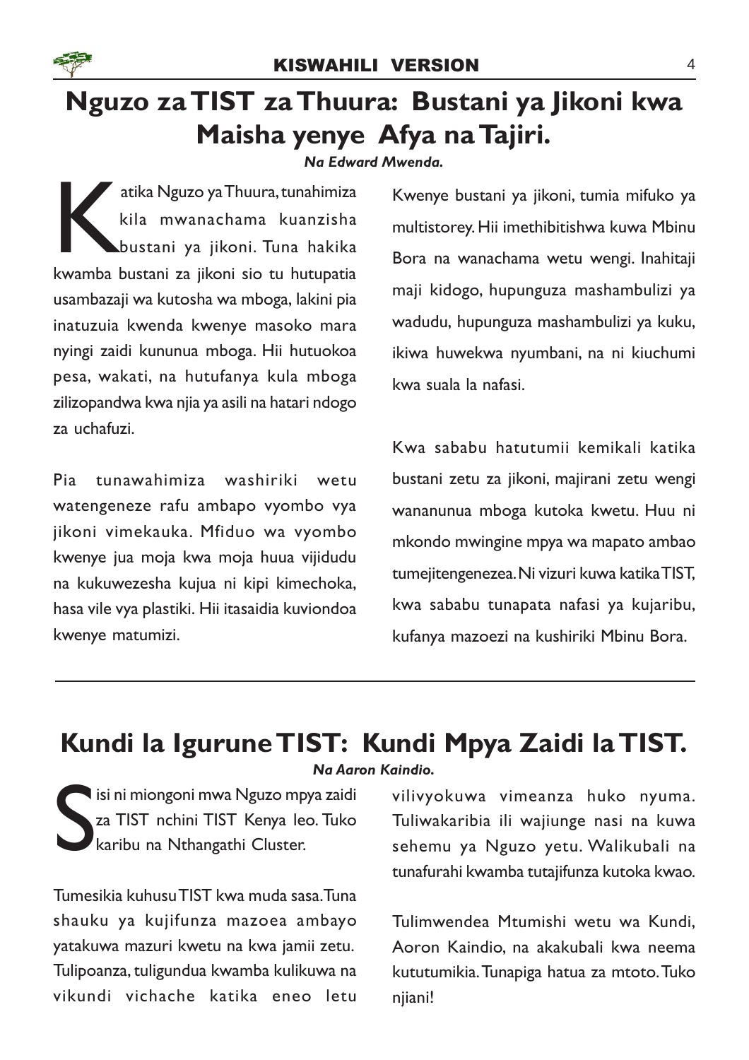# Nguzo za TIST za Thuura: Bustani ya Jikoni kwa Maisha yenye Afya na Tajiri.

***Na Edward Mwenda.***

Katika Nguzo ya Thuura, tunahimiza kila mwanachama kuanzisha bustani ya jikoni. Tuna hakika kwamba bustani za jikoni sio tu hutupatia usambazaji wa kutosha wa mboga, lakini pia inatuzuia kwenda kwenye masoko mara nyingi zaidi kununua mboga. Hii hutuokoa pesa, wakati, na hutufanya kula mboga zilizopandwa kwa njia ya asili na hatari ndogo za uchafuzi.

Pia tunawahimiza washiriki wetu watengeneze rafu ambapo vyombo vya jikoni vimekauka. Mfiduo wa vyombo kwenye jua moja kwa moja huua vijidudu na kukuwezesha kujua ni kipi kimechoka, hasa vile vya plastiki. Hii itasaidia kuviondoa kwenye matumizi.

Kwenye bustani ya jikoni, tumia mifuko ya multistorey. Hii imethibitishwa kuwa Mbinu Bora na wanachama wetu wengi. Inahitaji maji kidogo, hupunguza mashambulizi ya wadudu, hupunguza mashambulizi ya kuku, ikiwa huwekwa nyumbani, na ni kiuchumi kwa suala la nafasi.

Kwa sababu hatutumii kemikali katika bustani zetu za jikoni, majirani zetu wengi wananunua mboga kutoka kwetu. Huu ni mkondo mwingine mpya wa mapato ambao tumejitengenezea. Ni vizuri kuwa katika TIST, kwa sababu tunapata nafasi ya kujaribu, kufanya mazoezi na kushiriki Mbinu Bora.

---

# Kundi la Igurune TIST: Kundi Mpya Zaidi la TIST.

***Na Aaron Kaindio.***

Sisi ni miongoni mwa Nguzo mpya zaidi za TIST nchini TIST Kenya leo. Tuko karibu na Nthangathi Cluster.

Tumesikia kuhusu TIST kwa muda sasa. Tuna shauku ya kujifunza mazoea ambayo yatakuwa mazuri kwetu na kwa jamii zetu. Tulipoanza, tuligundua kwamba kulikuwa na vikundi vichache katika eneo letu vilivyokuwa vimeanza huko nyuma. Tuliwakaribia ili wajiunge nasi na kuwa sehemu ya Nguzo yetu. Walikubali na tunafurahi kwamba tutajifunza kutoka kwao.

Tulimwendea Mtumishi wetu wa Kundi, Aoron Kaindio, na akakubali kwa neema kututumikia. Tunapiga hatua za mtoto. Tuko njiani!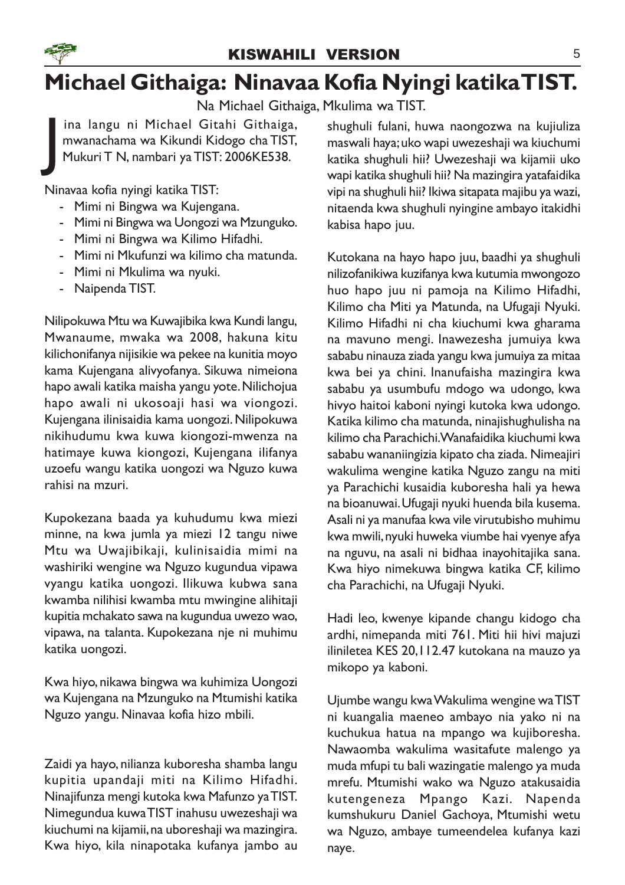# Michael Githaiga: Ninavaa Kofia Nyingi katika TIST.

Na Michael Githaiga, Mkulima wa TIST.

Jina langu ni Michael Gitahi Githaiga, mwanachama wa Kikundi Kidogo cha TIST, Mukuri T N, nambari ya TIST: 2006KE538.

Ninavaa kofia nyingi katika TIST:

- Mimi ni Bingwa wa Kujengana.
- Mimi ni Bingwa wa Uongozi wa Mzunguko.
- Mimi ni Bingwa wa Kilimo Hifadhi.
- Mimi ni Mkufunzi wa kilimo cha matunda.
- Mimi ni Mkulima wa nyuki.
- Naipenda TIST.

Nilipokuwa Mtu wa Kuwajibika kwa Kundi langu, Mwanaume, mwaka wa 2008, hakuna kitu kilichonifanya nijisikie wa pekee na kunitia moyo kama Kujengana alivyofanya. Sikuwa nimeiona hapo awali katika maisha yangu yote. Nilichojua hapo awali ni ukosoaji hasi wa viongozi. Kujengana ilinisaidia kama uongozi. Nilipokuwa nikihudumu kwa kuwa kiongozi-mwenza na hatimaye kuwa kiongozi, Kujengana ilifanya uzoefu wangu katika uongozi wa Nguzo kuwa rahisi na mzuri.

Kupokezana baada ya kuhudumu kwa miezi minne, na kwa jumla ya miezi 12 tangu niwe Mtu wa Uwajibikaji, kulinisaidia mimi na washiriki wengine wa Nguzo kugundua vipawa vyangu katika uongozi. Ilikuwa kubwa sana kwamba nilihisi kwamba mtu mwingine alihitaji kupitia mchakato sawa na kugundua uwezo wao, vipawa, na talanta. Kupokezana nje ni muhimu katika uongozi.

Kwa hiyo, nikawa bingwa wa kuhimiza Uongozi wa Kujengana na Mzunguko na Mtumishi katika Nguzo yangu. Ninavaa kofia hizo mbili.

Zaidi ya hayo, nilianza kuboresha shamba langu kupitia upandaji miti na Kilimo Hifadhi. Ninajifunza mengi kutoka kwa Mafunzo ya TIST. Nimegundua kuwa TIST inahusu uwezeshaji wa kiuchumi na kijamii, na uboreshaji wa mazingira. Kwa hiyo, kila ninapotaka kufanya jambo au shughuli fulani, huwa naongozwa na kujiuliza maswali haya; uko wapi uwezeshaji wa kiuchumi katika shughuli hii? Uwezeshaji wa kijamii uko wapi katika shughuli hii? Na mazingira yatafaidika vipi na shughuli hii? Ikiwa sitapata majibu ya wazi, nitaenda kwa shughuli nyingine ambayo itakidhi kabisa hapo juu.

Kutokana na hayo hapo juu, baadhi ya shughuli nilizofanikiwa kuzifanya kwa kutumia mwongozo huo hapo juu ni pamoja na Kilimo Hifadhi, Kilimo cha Miti ya Matunda, na Ufugaji Nyuki. Kilimo Hifadhi ni cha kiuchumi kwa gharama na mavuno mengi. Inawezesha jumuiya kwa sababu ninauza ziada yangu kwa jumuiya za mitaa kwa bei ya chini. Inanufaisha mazingira kwa sababu ya usumbufu mdogo wa udongo, kwa hivyo haitoi kaboni nyingi kutoka kwa udongo. Katika kilimo cha matunda, ninajishughulisha na kilimo cha Parachichi. Wanafaidika kiuchumi kwa sababu wananiingizia kipato cha ziada. Nimeajiri wakulima wengine katika Nguzo zangu na miti ya Parachichi kusaidia kuboresha hali ya hewa na bioanuwai. Ufugaji nyuki huenda bila kusema. Asali ni ya manufaa kwa vile virutubisho muhimu kwa mwili, nyuki huweka viumbe hai vyenye afya na nguvu, na asali ni bidhaa inayohitajika sana. Kwa hiyo nimekuwa bingwa katika CF, kilimo cha Parachichi, na Ufugaji Nyuki.

Hadi leo, kwenye kipande changu kidogo cha ardhi, nimepanda miti 761. Miti hii hivi majuzi ililiniletea KES 20,112.47 kutokana na mauzo ya mikopo ya kaboni.

Ujumbe wangu kwa Wakulima wengine wa TIST ni kuangalia maeneo ambayo nia yako ni na kuchukua hatua na mpango wa kujiboresha. Nawaomba wakulima wasitafute malengo ya muda mfupi tu bali wazingatie malengo ya muda mrefu. Mtumishi wako wa Nguzo atakusaidia kutengeneza Mpango Kazi. Napenda kumshukuru Daniel Gachoya, Mtumishi wetu wa Nguzo, ambaye tumeendelea kufanya kazi naye.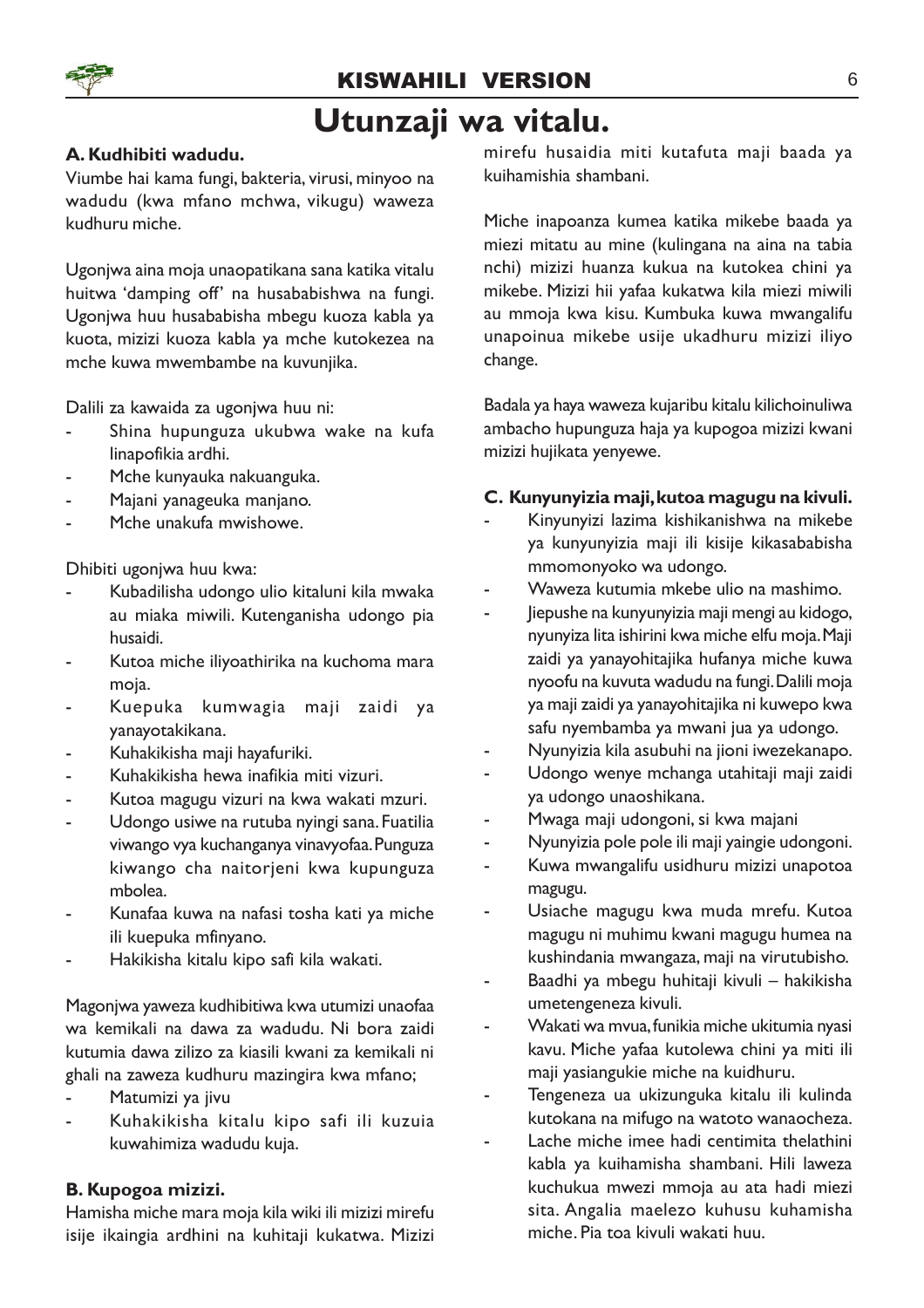# Utunzaji wa vitalu.

### A. Kudhibiti wadudu.

Viumbe hai kama fungi, bakteria, virusi, minyoo na wadudu (kwa mfano mchwa, vikugu) waweza kudhuru miche.

Ugonjwa aina moja unaopatikana sana katika vitalu huitwa 'damping off' na husababishwa na fungi. Ugonjwa huu husababisha mbegu kuoza kabla ya kuota, mizizi kuoza kabla ya mche kutokezea na mche kuwa mwembambe na kuvunjika.

Dalili za kawaida za ugonjwa huu ni:

- Shina hupunguza ukubwa wake na kufa linapofikia ardhi.
- Mche kunyauka nakuanguka.
- Majani yanageuka manjano.
- Mche unakufa mwishowe.

Dhibiti ugonjwa huu kwa:

- Kubadilisha udongo ulio kitaluni kila mwaka au miaka miwili. Kutenganisha udongo pia husaidi.
- Kutoa miche iliyoathirika na kuchoma mara moja.
- Kuepuka kumwagia maji zaidi ya yanayotakikana.
- Kuhakikisha maji hayafuriki.
- Kuhakikisha hewa inafikia miti vizuri.
- Kutoa magugu vizuri na kwa wakati mzuri.
- Udongo usiwe na rutuba nyingi sana. Fuatilia viwango vya kuchanganya vinavyofaa. Punguza kiwango cha naitorjeni kwa kupunguza mbolea.
- Kunafaa kuwa na nafasi tosha kati ya miche ili kuepuka mfinyano.
- Hakikisha kitalu kipo safi kila wakati.

Magonjwa yaweza kudhibitiwa kwa utumizi unaofaa wa kemikali na dawa za wadudu. Ni bora zaidi kutumia dawa zilizo za kiasili kwani za kemikali ni ghali na zaweza kudhuru mazingira kwa mfano;

- Matumizi ya jivu
- Kuhakikisha kitalu kipo safi ili kuzuia kuwahimiza wadudu kuja.

### B. Kupogoa mizizi.

Hamisha miche mara moja kila wiki ili mizizi mirefu isije ikaingia ardhini na kuhitaji kukatwa. Mizizi mirefu husaidia miti kutafuta maji baada ya kuihamishia shambani.

Miche inapoanza kumea katika mikebe baada ya miezi mitatu au mine (kulingana na aina na tabia nchi) mizizi huanza kukua na kutokea chini ya mikebe. Mizizi hii yafaa kukatwa kila miezi miwili au mmoja kwa kisu. Kumbuka kuwa mwangalifu unapoinua mikebe usije ukadhuru mizizi iliyo change.

Badala ya haya waweza kujaribu kitalu kilichoinuliwa ambacho hupunguza haja ya kupogoa mizizi kwani mizizi hujikata yenyewe.

### C. Kunyunyizia maji, kutoa magugu na kivuli.

- Kinyunyizi lazima kishikanishwa na mikebe ya kunyunyizia maji ili kisije kikasababisha mmomonyoko wa udongo.
- Waweza kutumia mkebe ulio na mashimo.
- Jiepushe na kunyunyizia maji mengi au kidogo, nyunyiza lita ishirini kwa miche elfu moja. Maji zaidi ya yanayohitajika hufanya miche kuwa nyoofu na kuvuta wadudu na fungi. Dalili moja ya maji zaidi ya yanayohitajika ni kuwepo kwa safu nyembamba ya mwani jua ya udongo.
- Nyunyizia kila asubuhi na jioni iwezekanapo.
- Udongo wenye mchanga utahitaji maji zaidi ya udongo unaoshikana.
- Mwaga maji udongoni, si kwa majani
- Nyunyizia pole pole ili maji yaingie udongoni.
- Kuwa mwangalifu usidhuru mizizi unapotoa magugu.
- Usiache magugu kwa muda mrefu. Kutoa magugu ni muhimu kwani magugu humea na kushindania mwangaza, maji na virutubisho.
- Baadhi ya mbegu huhitaji kivuli – hakikisha umetengeneza kivuli.
- Wakati wa mvua, funikia miche ukitumia nyasi kavu. Miche yafaa kutolewa chini ya miti ili maji yasiangukie miche na kuidhuru.
- Tengeneza ua ukizunguka kitalu ili kulinda kutokana na mifugo na watoto wanaocheza.
- Lache miche imee hadi centimita thelathini kabla ya kuihamisha shambani. Hili laweza kuchukua mwezi mmoja au ata hadi miezi sita. Angalia maelezo kuhusu kuhamisha miche. Pia toa kivuli wakati huu.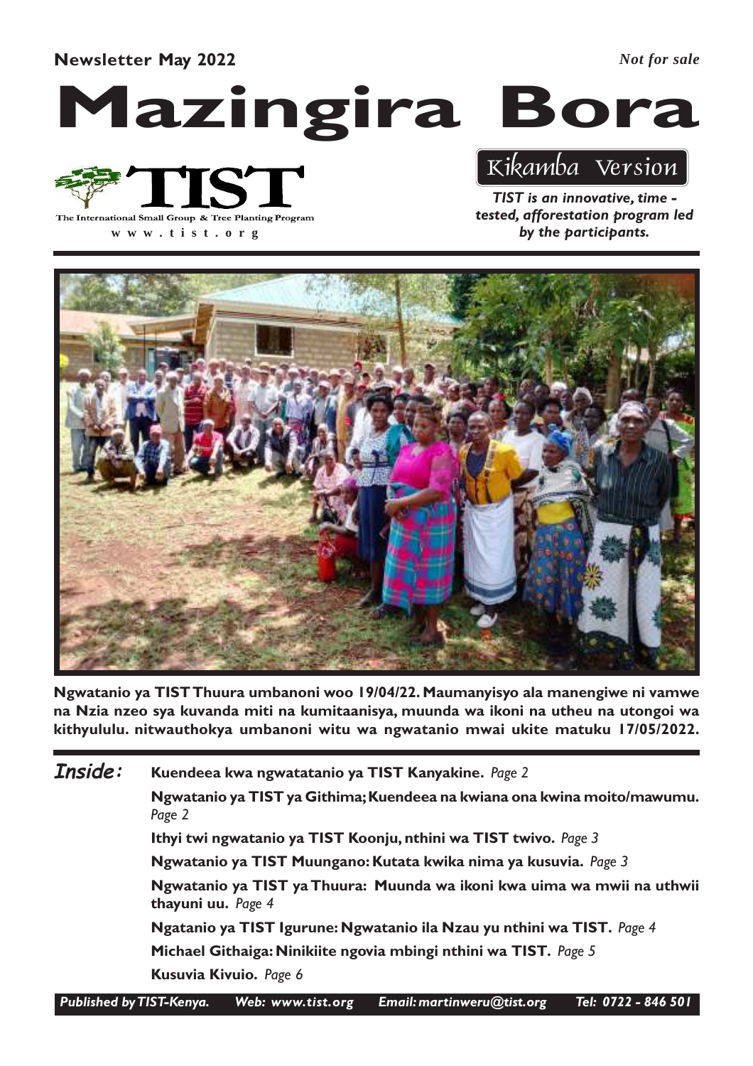**Newsletter May 2022** *Not for sale*

# Mazingira Bora

TIST
The International Small Group & Tree Planting Program
www.tist.org

Kikamba Version

*TIST is an innovative, time - tested, afforestation program led by the participants.*

**Ngwatanio ya TIST Thuura umbanoni woo 19/04/22. Maumanyisyo ala manengiwe ni vamwe na Nzia nzeo sya kuvanda miti na kumitaanisya, muunda wa ikoni na utheu na utongoi wa kithyululu. nitwauthokya umbanoni witu wa ngwatanio mwai ukite matuku 17/05/2022.**

## Inside:

**Kuendeea kwa ngwatatanio ya TIST Kanyakine.** *Page 2*

**Ngwatanio ya TIST ya Githima; Kuendeea na kwiana ona kwina moito/mawumu.** *Page 2*

**Ithyi twi ngwatanio ya TIST Koonju, nthini wa TIST twivo.** *Page 3*

**Ngwatanio ya TIST Muungano: Kutata kwika nima ya kusuvia.** *Page 3*

**Ngwatanio ya TIST ya Thuura: Muunda wa ikoni kwa uima wa mwii na uthwii thayuni uu.** *Page 4*

**Ngatanio ya TIST Igurune: Ngwatanio ila Nzau yu nthini wa TIST.** *Page 4*

**Michael Githaiga: Ninikiite ngovia mbingi nthini wa TIST.** *Page 5*

**Kusuvia Kivuio.** *Page 6*

*Published by TIST-Kenya. Web: www.tist.org Email: martinweru@tist.org Tel: 0722 - 846 501*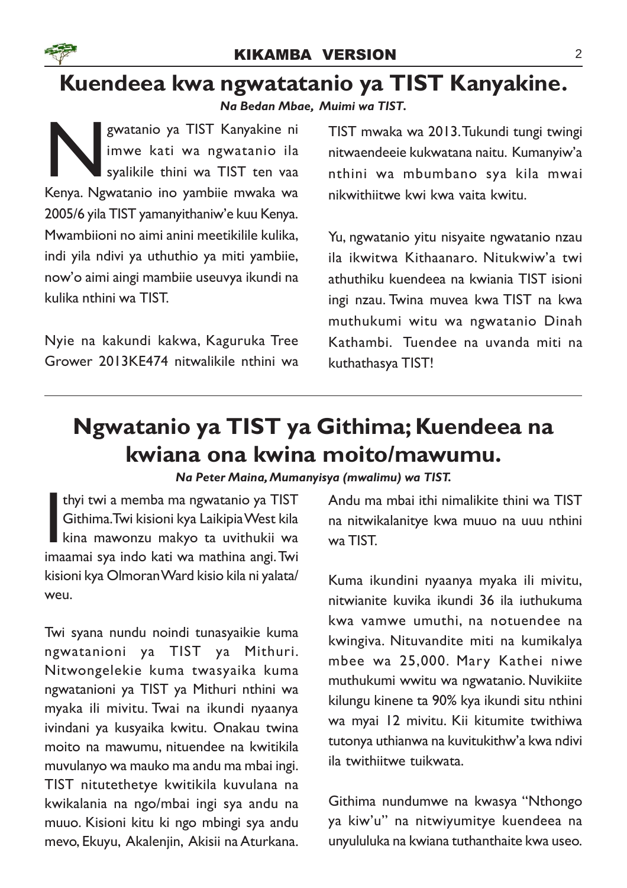## Kuendeea kwa ngwatatanio ya TIST Kanyakine.

***Na Bedan Mbae, Muimi wa TIST.***

Ngwatanio ya TIST Kanyakine ni imwe kati wa ngwatanio ila syalikile thini wa TIST ten vaa Kenya. Ngwatanio ino yambiie mwaka wa 2005/6 yila TIST yamanyithaniw'e kuu Kenya. Mwambiioni no aimi anini meetikilile kulika, indi yila ndivi ya uthuthio ya miti yambiie, now'o aimi aingi mambiie useuvya ikundi na kulika nthini wa TIST.

Nyie na kakundi kakwa, Kaguruka Tree Grower 2013KE474 nitwalikile nthini wa TIST mwaka wa 2013. Tukundi tungi twingi nitwaendeeie kukwatana naitu. Kumanyiw'a nthini wa mbumbano sya kila mwai nikwithiitwe kwi kwa vaita kwitu.

Yu, ngwatanio yitu nisyaite ngwatanio nzau ila ikwitwa Kithaanaro. Nitukwiw'a twi athuthiku kuendeea na kwiania TIST isioni ingi nzau. Twina muvea kwa TIST na kwa muthukumi witu wa ngwatanio Dinah Kathambi. Tuendee na uvanda miti na kuthathasya TIST!

---

## Ngwatanio ya TIST ya Githima; Kuendeea na kwiana ona kwina moito/mawumu.

***Na Peter Maina, Mumanyisya (mwalimu) wa TIST.***

Ithyi twi a memba ma ngwatanio ya TIST Githima. Twi kisioni kya Laikipia West kila kina mawonzu makyo ta uvithukii wa imaamai sya indo kati wa mathina angi. Twi kisioni kya Olmoran Ward kisio kila ni yalata/weu.

Twi syana nundu noindi tunasyaikie kuma ngwatanioni ya TIST ya Mithuri. Nitwongelekie kuma twasyaika kuma ngwatanioni ya TIST ya Mithuri nthini wa myaka ili mivitu. Twai na ikundi nyaanya ivindani ya kusyaika kwitu. Onakau twina moito na mawumu, nituendee na kwitikila muvulanyo wa mauko ma andu ma mbai ingi. TIST nitutethetye kwitikila kuvulana na kwikalania na ngo/mbai ingi sya andu na muuo. Kisioni kitu ki ngo mbingi sya andu mevo, Ekuyu, Akalenjin, Akisii na Aturkana. Andu ma mbai ithi nimalikite thini wa TIST na nitwikalanitye kwa muuo na uuu nthini wa TIST.

Kuma ikundini nyaanya myaka ili mivitu, nitwianite kuvika ikundi 36 ila iuthukuma kwa vamwe umuthi, na notuendee na kwingiva. Nituvandite miti na kumikalya mbee wa 25,000. Mary Kathei niwe muthukumi wwitu wa ngwatanio. Nuvikiite kilungu kinene ta 90% kya ikundi situ nthini wa myai 12 mivitu. Kii kitumite twithiwa tutonya uthianwa na kuvitukithw'a kwa ndivi ila twithiitwe tuikwata.

Githima nundumwe na kwasya "Nthongo ya kiw'u" na nitwiyumitye kuendeea na unyululuka na kwiana tuthanthaite kwa useo.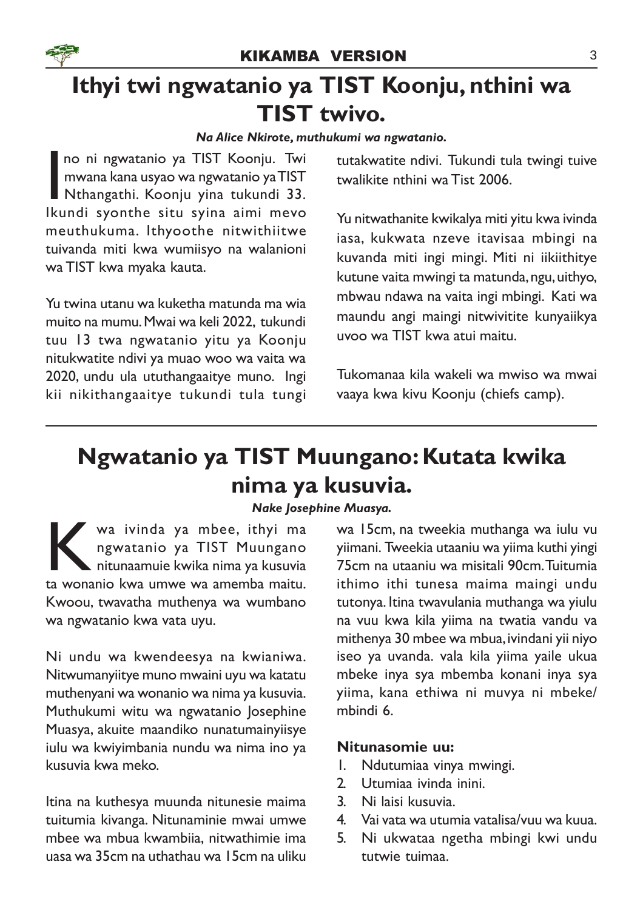# Ithyi twi ngwatanio ya TIST Koonju, nthini wa TIST twivo.

***Na Alice Nkirote, muthukumi wa ngwatanio.***

Ino ni ngwatanio ya TIST Koonju. Twi mwana kana usyao wa ngwatanio ya TIST Nthangathi. Koonju yina tukundi 33. Ikundi syonthe situ syina aimi mevo meuthukuma. Ithyoothe nitwithiitwe tuivanda miti kwa wumiisyo na walanioni wa TIST kwa myaka kauta.

Yu twina utanu wa kuketha matunda ma wia muito na mumu. Mwai wa keli 2022, tukundi tuu 13 twa ngwatanio yitu ya Koonju nitukwatite ndivi ya muao woo wa vaita wa 2020, undu ula ututhangaaitye muno. Ingi kii nikithangaaitye tukundi tula tungi tutakwatite ndivi. Tukundi tula twingi tuive twalikite nthini wa Tist 2006.

Yu nitwathanite kwikalya miti yitu kwa ivinda iasa, kukwata nzeve itavisaa mbingi na kuvanda miti ingi mingi. Miti ni iikiithitye kutune vaita mwingi ta matunda, ngu, uithyo, mbwau ndawa na vaita ingi mbingi. Kati wa maundu angi maingi nitwivitite kunyaiikya uvoo wa TIST kwa atui maitu.

Tukomanaa kila wakeli wa mwiso wa mwai vaaya kwa kivu Koonju (chiefs camp).

---

# Ngwatanio ya TIST Muungano: Kutata kwika nima ya kusuvia.

***Nake Josephine Muasya.***

Kwa ivinda ya mbee, ithyi ma ngwatanio ya TIST Muungano nitunaamuie kwika nima ya kusuvia ta wonanio kwa umwe wa amemba maitu. Kwoou, twavatha muthenya wa wumbano wa ngwatanio kwa vata uyu.

Ni undu wa kwendeesya na kwianiwa. Nitwumanyiitye muno mwaini uyu wa katatu muthenyani wa wonanio wa nima ya kusuvia. Muthukumi witu wa ngwatanio Josephine Muasya, akuite maandiko nunatumainyiisye iulu wa kwiyimbania nundu wa nima ino ya kusuvia kwa meko.

Itina na kuthesya muunda nitunesie maima tuitumia kivanga. Nitunaminie mwai umwe mbee wa mbua kwambiia, nitwathimie ima uasa wa 35cm na uthathau wa 15cm na uliku wa 15cm, na tweekia muthanga wa iulu vu yiimani. Tweekia utaaniu wa yiima kuthi yingi 75cm na utaaniu wa misitali 90cm. Tuitumia ithimo ithi tunesa maima maingi undu tutonya. Itina twavulania muthanga wa yiulu na vuu kwa kila yiima na twatia vandu va mithenya 30 mbee wa mbua, ivindani yii niyo iseo ya uvanda. vala kila yiima yaile ukua mbeke inya sya mbemba konani inya sya yiima, kana ethiwa ni muvya ni mbeke/ mbindi 6.

**Nitunasomie uu:**

1. Ndutumiaa vinya mwingi.
2. Utumiaa ivinda inini.
3. Ni laisi kusuvia.
4. Vai vata wa utumia vatalisa/vuu wa kuua.
5. Ni ukwataa ngetha mbingi kwi undu tutwie tuimaa.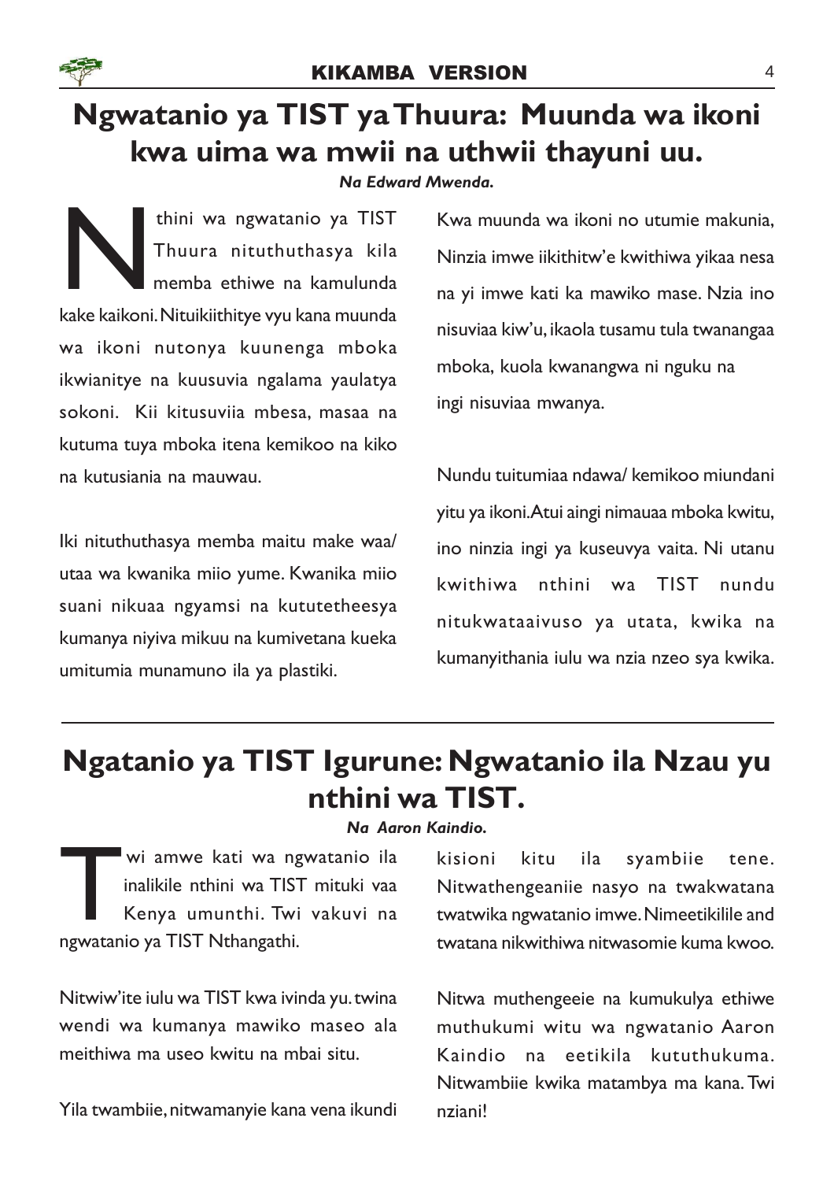## Ngwatanio ya TIST ya Thuura: Muunda wa ikoni kwa uima wa mwii na uthwii thayuni uu.

***Na Edward Mwenda.***

Nthini wa ngwatanio ya TIST Thuura nituthuthasya kila memba ethiwe na kamulunda kake kaikoni. Nituikiithitye vyu kana muunda wa ikoni nutonya kuunenga mboka ikwianitye na kuusuvia ngalama yaulatya sokoni. Kii kitusuviia mbesa, masaa na kutuma tuya mboka itena kemikoo na kiko na kutusiania na mauwau.

Iki nituthuthasya memba maitu make waa/ utaa wa kwanika miio yume. Kwanika miio suani nikuaa ngyamsi na kututetheesya kumanya niyiva mikuu na kumivetana kueka umitumia munamuno ila ya plastiki.

Kwa muunda wa ikoni no utumie makunia, Ninzia imwe iikithitw'e kwithiwa yikaa nesa na yi imwe kati ka mawiko mase. Nzia ino nisuviaa kiw'u, ikaola tusamu tula twanangaa mboka, kuola kwanangwa ni nguku na ingi nisuviaa mwanya.

Nundu tuitumiaa ndawa/ kemikoo miundani yitu ya ikoni. Atui aingi nimauaa mboka kwitu, ino ninzia ingi ya kuseuvya vaita. Ni utanu kwithiwa nthini wa TIST nundu nitukwataaivuso ya utata, kwika na kumanyithania iulu wa nzia nzeo sya kwika.

---

## Ngatanio ya TIST Igurune: Ngwatanio ila Nzau yu nthini wa TIST.

***Na Aaron Kaindio.***

Twi amwe kati wa ngwatanio ila inalikile nthini wa TIST mituki vaa Kenya umunthi. Twi vakuvi na ngwatanio ya TIST Nthangathi.

Nitwiw'ite iulu wa TIST kwa ivinda yu. twina wendi wa kumanya mawiko maseo ala meithiwa ma useo kwitu na mbai situ.

Yila twambiie, nitwamanyie kana vena ikundi kisioni kitu ila syambiie tene. Nitwathengeaniie nasyo na twakwatana twatwika ngwatanio imwe. Nimeetikilile and twatana nikwithiwa nitwasomie kuma kwoo.

Nitwa muthengeeie na kumukulya ethiwe muthukumi witu wa ngwatanio Aaron Kaindio na eetikila kututhukuma. Nitwambiie kwika matambya ma kana. Twi nziani!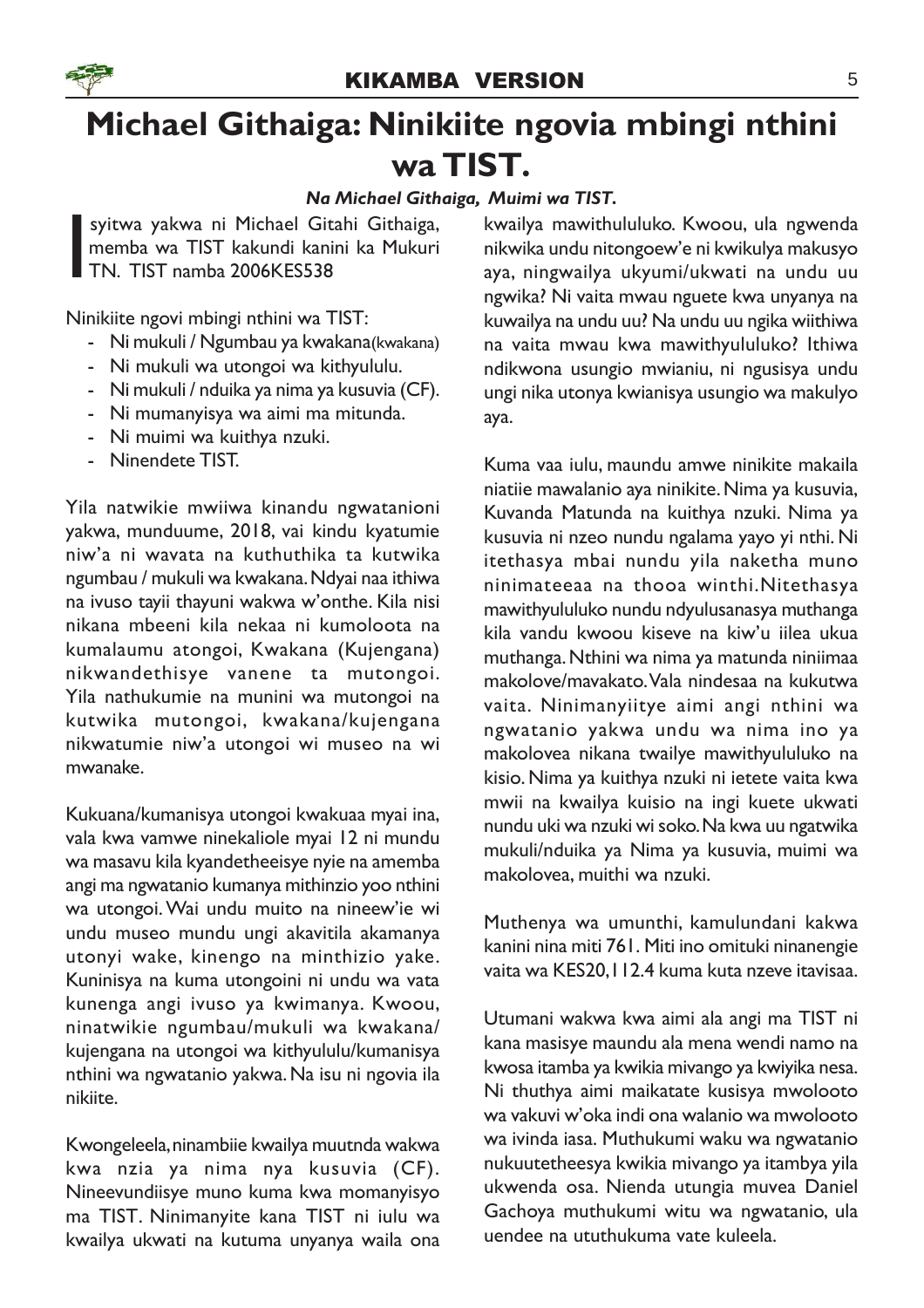# Michael Githaiga: Ninikiite ngovia mbingi nthini wa TIST.

***Na Michael Githaiga, Muimi wa TIST.***

Isyitwa yakwa ni Michael Gitahi Githaiga, memba wa TIST kakundi kanini ka Mukuri TN. TIST namba 2006KES538

Ninikiite ngovi mbingi nthini wa TIST:

- Ni mukuli / Ngumbau ya kwakana(kwakana)
- Ni mukuli wa utongoi wa kithyululu.
- Ni mukuli / nduika ya nima ya kusuvia (CF).
- Ni mumanyisya wa aimi ma mitunda.
- Ni muimi wa kuithya nzuki.
- Ninendete TIST.

Yila natwikie mwiiwa kinandu ngwatanioni yakwa, munduume, 2018, vai kindu kyatumie niw'a ni wavata na kuthuthika ta kutwika ngumbau / mukuli wa kwakana. Ndyai naa ithiwa na ivuso tayii thayuni wakwa w'onthe. Kila nisi nikana mbeeni kila nekaa ni kumoloota na kumalaumu atongoi, Kwakana (Kujengana) nikwandethisye vanene ta mutongoi. Yila nathukumie na munini wa mutongoi na kutwika mutongoi, kwakana/kujengana nikwatumie niw'a utongoi wi museo na wi mwanake.

Kukuana/kumanisya utongoi kwakuaa myai ina, vala kwa vamwe ninekaliole myai 12 ni mundu wa masavu kila kyandetheeisye nyie na amemba angi ma ngwatanio kumanya mithinzio yoo nthini wa utongoi. Wai undu muito na nineew'ie wi undu museo mundu ungi akavitila akamanya utonyi wake, kinengo na minthizio yake. Kuninisya na kuma utongoini ni undu wa vata kunenga angi ivuso ya kwimanya. Kwoou, ninatwikie ngumbau/mukuli wa kwakana/kujengana na utongoi wa kithyululu/kumanisya nthini wa ngwatanio yakwa. Na isu ni ngovia ila nikiite.

Kwongeleela, ninambiie kwailya muutnda wakwa kwa nzia ya nima nya kusuvia (CF). Nineevundiisye muno kuma kwa momanyisyo ma TIST. Ninimanyite kana TIST ni iulu wa kwailya ukwati na kutuma unyanya waila ona kwailya mawithulukuluko. Kwoou, ula ngwenda nikwika undu nitongoew'e ni kwikulya makusyo aya, ningwailya ukyumi/ukwati na undu uu ngwika? Ni vaita mwau nguete kwa unyanya na kuwailya na undu uu? Na undu uu ngika wiithiwa na vaita mwau kwa mawithyululuko? Ithiwa ndikwona usungio mwianiu, ni ngusisya undu ungi nika utonya kwianisya usungio wa makulyo aya.

Kuma vaa iulu, maundu amwe ninikite makaila niatiie mawalanio aya ninikite. Nima ya kusuvia, Kuvanda Matunda na kuithya nzuki. Nima ya kusuvia ni nzeo nundu ngalama yayo yi nthi. Ni itethasya mbai nundu yila naketha muno ninimateeaa na thooa winthi. Nitethasya mawithyululuko nundu ndyulusanasya muthanga kila vandu kwoou kiseve na kiw'u iilea ukua muthanga. Nthini wa nima ya matunda niniimaa makolove/mavakato. Vala nindesaa na kukutwa vaita. Ninimanyiitye aimi angi nthini wa ngwatanio yakwa undu wa nima ino ya makolovea nikana twailye mawithyululuko na kisio. Nima ya kuithya nzuki ni ietete vaita kwa mwii na kwailya kuisio na ingi kuete ukwati nundu uki wa nzuki wi soko. Na kwa uu ngatwika mukuli/nduika ya Nima ya kusuvia, muimi wa makolovea, muithi wa nzuki.

Muthenya wa umunthi, kamulundani kakwa kanini nina miti 761. Miti ino omituki ninanengie vaita wa KES20,112.4 kuma kuta nzeve itavisaa.

Utumani wakwa kwa aimi ala angi ma TIST ni kana masisye maundu ala mena wendi namo na kwosa itamba ya kwikia mivango ya kwiyika nesa. Ni thuthya aimi maikatate kusisya mwolooto wa vakuvi w'oka indi ona walanio wa mwolooto wa ivinda iasa. Muthukumi waku wa ngwatanio nukuutetheesya kwikia mivango ya itambya yila ukwenda osa. Nienda utungia muvea Daniel Gachoya muthukumi witu wa ngwatanio, ula uendee na ututhukuma vate kuleela.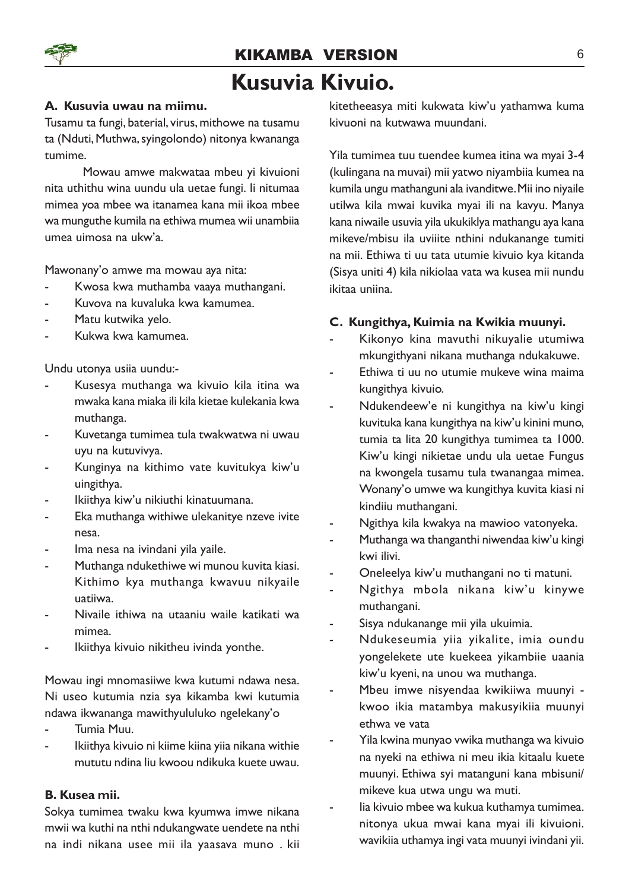# Kusuvia Kivuio.

### A. Kusuvia uwau na miimu.

Tusamu ta fungi, baterial, virus, mithowe na tusamu ta (Nduti, Muthwa, syingolondo) nitonya kwananga tumime.

Mowau amwe makwataa mbeu yi kivuioni nita uthithu wina uundu ula uetae fungi. Ii nitumaa mimea yoa mbee wa itanamea kana mii ikoa mbee wa munguthe kumila na ethiwa mumea wii unambiia umea uimosa na ukw'a.

Mawonany'o amwe ma mowau aya nita:

- Kwosa kwa muthamba vaaya muthangani.
- Kuvova na kuvaluka kwa kamumea.
- Matu kutwika yelo.
- Kukwa kwa kamumea.

Undu utonya usiia uundu:-

- Kusesya muthanga wa kivuio kila itina wa mwaka kana miaka ili kila kietae kulekania kwa muthanga.
- Kuvetanga tumimea tula twakwatwa ni uwau uyu na kutuvivya.
- Kunginya na kithimo vate kuvitukya kiw'u uingithya.
- Ikiithya kiw'u nikiuthi kinatuumana.
- Eka muthanga withiwe ulekanitye nzeve ivite nesa.
- Ima nesa na ivindani yila yaile.
- Muthanga ndukethiwe wi munou kuvita kiasi. Kithimo kya muthanga kwavuu nikyaile uatiiwa.
- Nivaile ithiwa na utaaniu waile katikati wa mimea.
- Ikiithya kivuio nikitheu ivinda yonthe.

Mowau ingi mnomasiiwe kwa kutumi ndawa nesa. Ni useo kutumia nzia sya kikamba kwi kutumia ndawa ikwananga mawithyululuko ngelekany'o

- Tumia Muu.
- Ikiithya kivuio ni kiime kiina yiia nikana withie mututu ndina liu kwoou ndikuka kuete uwau.

### B. Kusea mii.

Sokya tumimea twaku kwa kyumwa imwe nikana mwii wa kuthi na nthi ndukangwate uendete na nthi na indi nikana usee mii ila yaasava muno . kii kitetheeasya miti kukwata kiw'u yathamwa kuma kivuoni na kutwawa muundani.

Yila tumimea tuu tuendee kumea itina wa myai 3-4 (kulingana na muvai) mii yatwo niyambiia kumea na kumila ungu mathanguni ala ivanditwe. Mii ino niyaile utilwa kila mwai kuvika myai ili na kavyu. Manya kana niwaile usuvia yila ukukiklya mathangu aya kana mikeve/mbisu ila uviiite nthini ndukanange tumiti na mii. Ethiwa ti uu tata utumie kivuio kya kitanda (Sisya uniti 4) kila nikiolaa vata wa kusea mii nundu ikitaa uniina.

### C. Kungithya, Kuimia na Kwikia muunyi.

- Kikonyo kina mavuthi nikuyalie utumiwa mkungithyani nikana muthanga ndukakuwe.
- Ethiwa ti uu no utumie mukeve wina maima kungithya kivuio.
- Ndukendeew'e ni kungithya na kiw'u kingi kuvituka kana kungithya na kiw'u kinini muno, tumia ta lita 20 kungithya tumimea ta 1000. Kiw'u kingi nikietae undu ula uetae Fungus na kwongela tusamu tula twanangaa mimea. Wonany'o umwe wa kungithya kuvita kiasi ni kindiiu muthangani.
- Ngithya kila kwakya na mawioo vatonyeka.
- Muthanga wa thanganthi niwendaa kiw'u kingi kwi ilivi.
- Oneleelya kiw'u muthangani no ti matuni.
- Ngithya mbola nikana kiw'u kinywe muthangani.
- Sisya ndukanange mii yila ukuimia.
- Ndukeseumia yiia yikalite, imia oundu yongelekete ute kuekeea yikambiie uaania kiw'u kyeni, na unou wa muthanga.
- Mbeu imwe nisyendaa kwikiiwa muunyi - kwoo ikia matambya makusyikiia muunyi ethwa ve vata
- Yila kwina munyao vwika muthanga wa kivuio na nyeki na ethiwa ni meu ikia kitaalu kuete muunyi. Ethiwa syi matanguni kana mbisuni/ mikeve kua utwa ungu wa muti.
- Iia kivuio mbee wa kukua kuthamya tumimea. nitonya ukua mwai kana myai ili kivuioni. wavikiia uthamya ingi vata muunyi ivindani yii.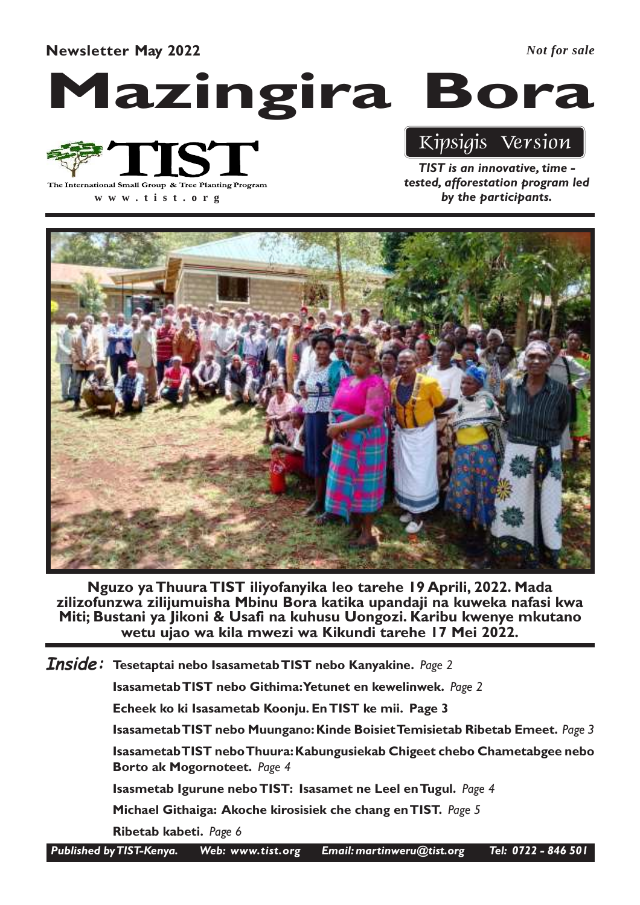**Newsletter May 2022** *Not for sale*

# Mazingira Bora

TIST

The International Small Group & Tree Planting Program

www.tist.org

*Kipsigis Version*

***TIST is an innovative, time - tested, afforestation program led by the participants.***

**Nguzo ya Thuura TIST iliyofanyika leo tarehe 19 Aprili, 2022. Mada zilizofunzwa zilijumuisha Mbinu Bora katika upandaji na kuweka nafasi kwa Miti; Bustani ya Jikoni & Usafi na kuhusu Uongozi. Karibu kwenye mkutano wetu ujao wa kila mwezi wa Kikundi tarehe 17 Mei 2022.**

***Inside:***

- **Tesetaptai nebo Isasametab TIST nebo Kanyakine.** *Page 2*
- **Isasametab TIST nebo Githima: Yetunet en kewelinwek.** *Page 2*
- **Echeek ko ki Isasametab Koonju. En TIST ke mii. Page 3**
- **Isasametab TIST nebo Muungano: Kinde Boisiet Temisietab Ribetab Emeet.** *Page 3*
- **Isasametab TIST nebo Thuura: Kabungusiekab Chigeet chebo Chametabgee nebo Borto ak Mogornoteet.** *Page 4*
- **Isasmetab Igurune nebo TIST: Isasamet ne Leel en Tugul.** *Page 4*
- **Michael Githaiga: Akoche kirosisiek che chang en TIST.** *Page 5*
- **Ribetab kabeti.** *Page 6*

*Published by TIST-Kenya. Web: www.tist.org Email: martinweru@tist.org Tel: 0722 - 846 501*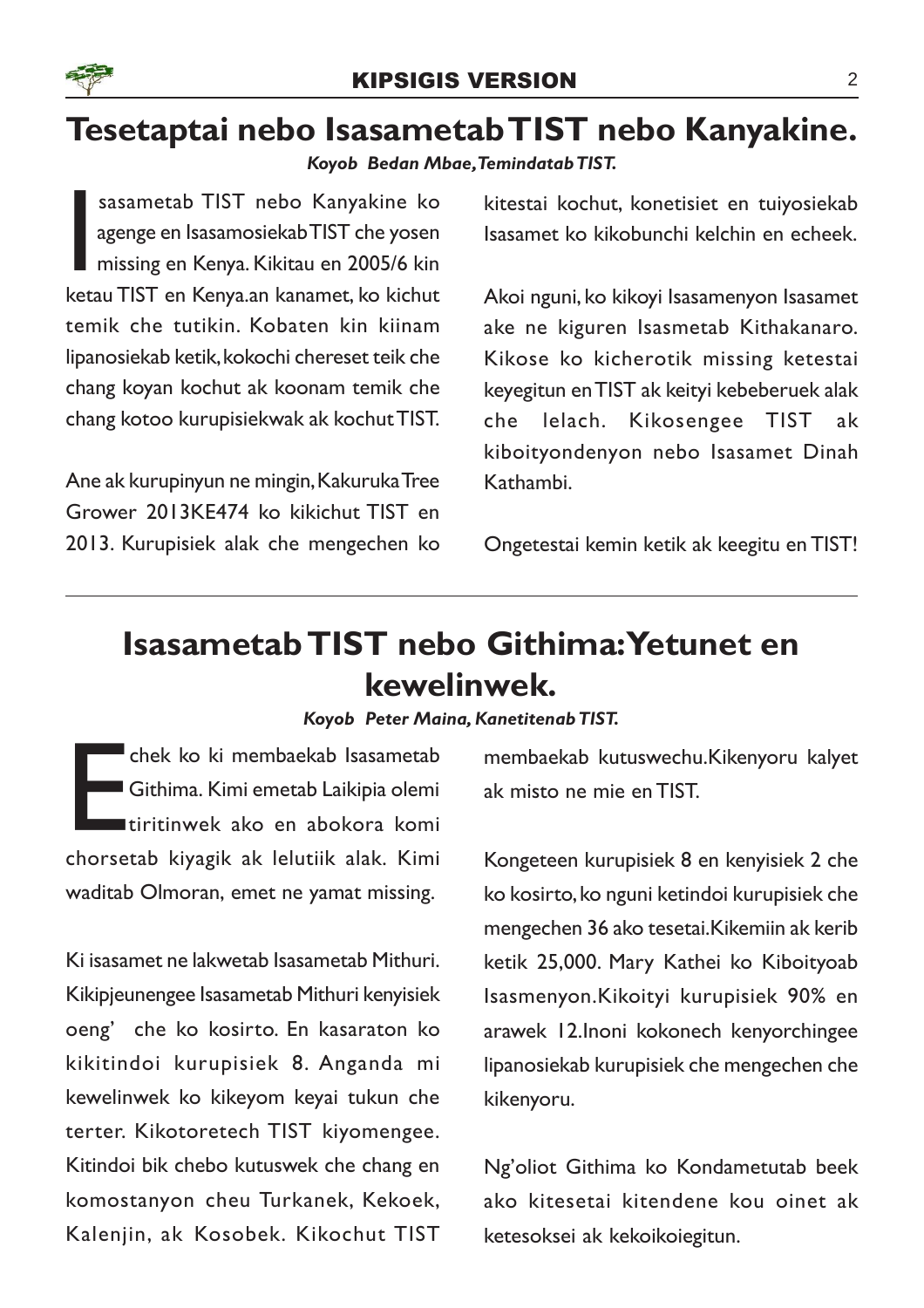# Tesetaptai nebo Isasametab TIST nebo Kanyakine.

***Koyob Bedan Mbae, Temindatab TIST.***

Isasametab TIST nebo Kanyakine ko agenge en Isasamosiekab TIST che yosen missing en Kenya. Kikitau en 2005/6 kin ketau TIST en Kenya.an kanamet, ko kichut temik che tutikin. Kobaten kin kiinam lipanosiekab ketik, kokochi chereset teik che chang koyan kochut ak koonam temik che chang kotoo kurupisiekwak ak kochut TIST.

Ane ak kurupinyun ne mingin, Kakuruka Tree Grower 2013KE474 ko kikichut TIST en 2013. Kurupisiek alak che mengechen ko kitestai kochut, konetisiet en tuiyosiekab Isasamet ko kikobunchi kelchin en echeek.

Akoi nguni, ko kikoyi Isasamenyon Isasamet ake ne kiguren Issmetab Kithakanaro. Kikose ko kicherotik missing ketestai keyegitun en TIST ak keityi kebeberuek alak che lelach. Kikosengee TIST ak kiboityondenyon nebo Isasamet Dinah Kathambi.

Ongetestai kemin ketik ak keegitu en TIST!

---

# Isasametab TIST nebo Githima: Yetunet en kewelinwek.

***Koyob Peter Maina, Kanetitenab TIST.***

Echek ko ki membaekab Isasametab Githima. Kimi emetab Laikipia olemi tiritinwek ako en abokora komi chorsetab kiyagik ak lelutiik alak. Kimi waditab Olmoran, emet ne yamat missing.

Ki isasamet ne lakwetab Isasametab Mithuri. Kikipjeunengee Isasametab Mithuri kenyisiek oeng' che ko kosirto. En kasaraton ko kikitindoi kurupisiek 8. Anganda mi kewelinwek ko kikeyom keyai tukun che terter. Kikotoretech TIST kiyomengee. Kitindoi bik chebo kutuswek che chang en komostanyon cheu Turkanek, Kekoek, Kalenjin, ak Kosobek. Kikochut TIST membaekab kutuswechu.Kikenyoru kalyet ak misto ne mie en TIST.

Kongeteen kurupisiek 8 en kenyisiek 2 che ko kosirto, ko nguni ketindoi kurupisiek che mengechen 36 ako tesetai.Kikemiin ak kerib ketik 25,000. Mary Kathei ko Kiboityoab Isasmenyon.Kikoityi kurupisiek 90% en arawek 12.Inoni kokonech kenyorchingee lipanosiekab kurupisiek che mengechen che kikenyoru.

Ng'oliot Githima ko Kondametutab beek ako kitesetai kitendene kou oinet ak ketesoksei ak kekoikoiegitun.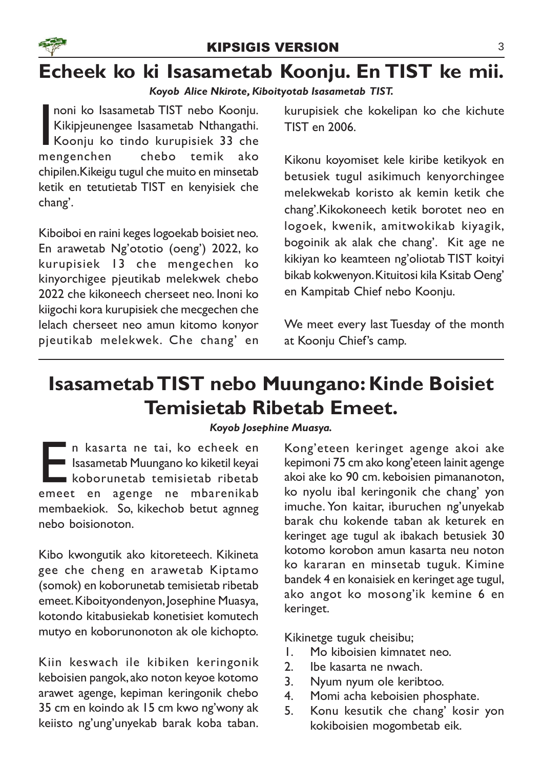# Echeek ko ki Isasametab Koonju. En TIST ke mii.

***Koyob Alice Nkirote, Kiboityotab Isasametab TIST.***

Inoni ko Isasametab TIST nebo Koonju. Kikipjeunengee Isasametab Nthangathi. Koonju ko tindo kurupisiek 33 che mengenchen chebo temik ako chipilen.Kikeigu tugul che muito en minsetab ketik en tetutietab TIST en kenyisiek che chang'.

Kiboiboi en raini keges logoekab boisiet neo. En arawetab Ng'ototio (oeng') 2022, ko kurupisiek 13 che mengechen ko kinyorchigee pjeutikab melekwek chebo 2022 che kikoneech cherseet neo. Inoni ko kiigochi kora kurupisiek che mecgechen che lelach cherseet neo amun kitomo konyor pjeutikab melekwek. Che chang' en kurupisiek che kokelipan ko che kichute TIST en 2006.

Kikonu koyomiset kele kiribe ketikyok en betusiek tugul asikimuch kenyorchingee melekwekab koristo ak kemin ketik che chang'.Kikokoneech ketik borotet neo en logoek, kwenik, amitwokikab kiyagik, bogoinik ak alak che chang'. Kit age ne kikiyan ko keamteen ng'oliotab TIST koityi bikab kokwenyon.Kituitosi kila Ksitab Oeng' en Kampitab Chief nebo Koonju.

We meet every last Tuesday of the month at Koonju Chief's camp.

---

# Isasametab TIST nebo Muungano: Kinde Boisiet Temisietab Ribetab Emeet.

***Koyob Josephine Muasya.***

En kasarta ne tai, ko echeek en Isasametab Muungano ko kiketil keyai koborunetab temisietab ribetab emeet en agenge ne mbarenikab membaekiok. So, kikechob betut agnneg nebo boisionoton.

Kibo kwongutik ako kitoreteech. Kikineta gee che cheng en arawetab Kiptamo (somok) en koborunetab temisietab ribetab emeet. Kiboityondenyon, Josephine Muasya, kotondo kitabusiekab konetisiet komutech mutyo en koborunonoton ak ole kichopto.

Kiin keswach ile kibiken keringonik keboisien pangok, ako noton keyoe kotomo arawet agenge, kepiman keringonik chebo 35 cm en koindo ak 15 cm kwo ng'wony ak keiisto ng'ung'unyekab barak koba taban. Kong'eteen keringet agenge akoi ake kepimoni 75 cm ako kong'eteen lainit agenge akoi ake ko 90 cm. keboisien pimananoton, ko nyolu ibal keringonik che chang' yon imuche. Yon kaitar, iburuchen ng'unyekab barak chu kokende taban ak keturek en keringet age tugul ak ibakach betusiek 30 kotomo korobon amun kasarta neu noton ko kararan en minsetab tuguk. Kimine bandek 4 en konaisiek en keringet age tugul, ako angot ko mosong'ik kemine 6 en keringet.

Kikinetge tuguk cheisibu;

1. Mo kiboisien kimnatet neo.
2. Ibe kasarta ne nwach.
3. Nyum nyum ole keribtoo.
4. Momi acha keboisien phosphate.
5. Konu kesutik che chang' kosir yon kokiboisien mogombetab eik.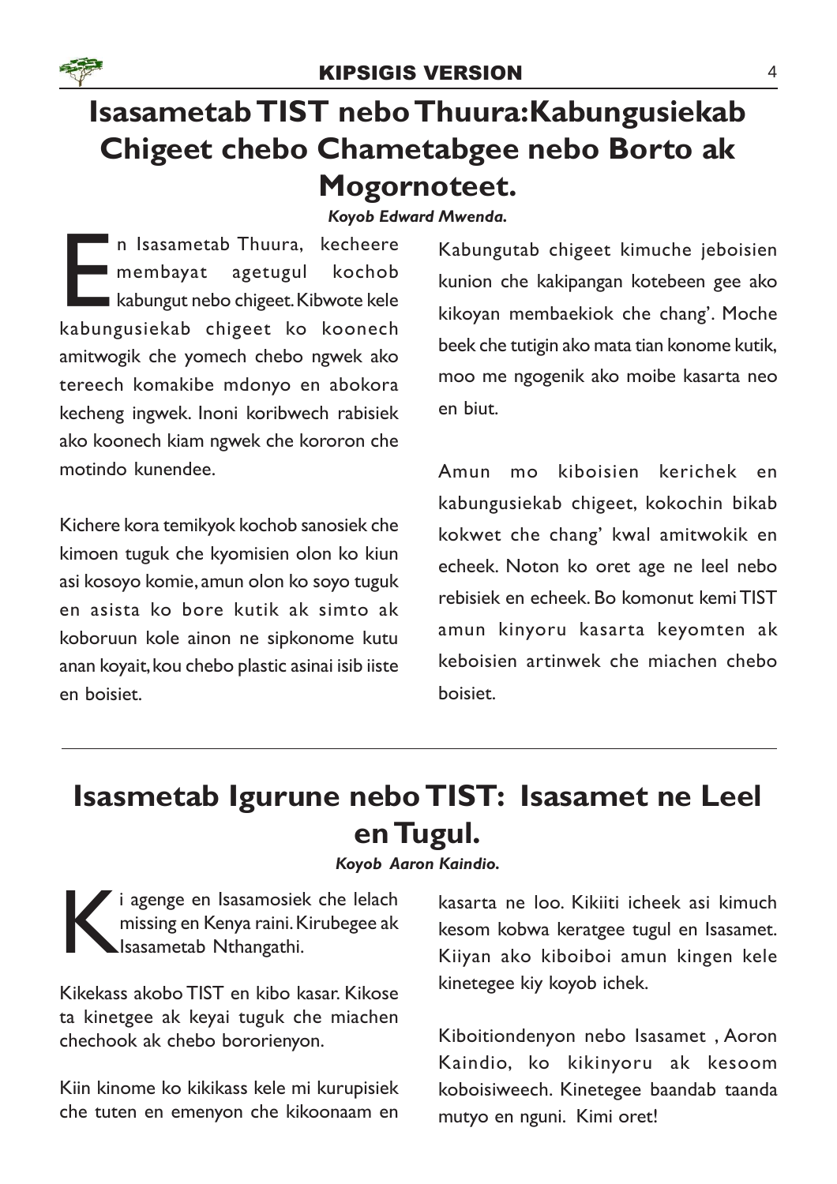# Isasametab TIST nebo Thuura:Kabungusiekab Chigeet chebo Chametabgee nebo Borto ak Mogornoteet.

*Koyob Edward Mwenda.*

En Isasametab Thuura, kecheere membayat agetugul kochob kabungut nebo chigeet. Kibwote kele kabungusiekab chigeet ko koonech amitwogik che yomech chebo ngwek ako tereech komakibe mdonyo en abokora kecheng ingwek. Inoni koribwech rabisiek ako koonech kiam ngwek che kororon che motindo kunendee.

Kichere kora temikyok kochob sanosiek che kimoen tuguk che kyomisien olon ko kiun asi kosoyo komie, amun olon ko soyo tuguk en asista ko bore kutik ak simto ak koboruun kole ainon ne sipkonome kutu anan koyait, kou chebo plastic asinai isib iiste en boisiet.

Kabungutab chigeet kimuche jeboisien kunion che kakipangan kotebeen gee ako kikoyan membaekiok che chang'. Moche beek che tutigin ako mata tian konome kutik, moo me ngogenik ako moibe kasarta neo en biut.

Amun mo kiboisien kerichek en kabungusiekab chigeet, kokochin bikab kokwet che chang' kwal amitwokik en echeek. Noton ko oret age ne leel nebo rebisiek en echeek. Bo komonut kemi TIST amun kinyoru kasarta keyomten ak keboisien artinwek che miachen chebo boisiet.

---

# Isasmetab Igurune nebo TIST: Isasamet ne Leel en Tugul.

*Koyob Aaron Kaindio.*

Ki agenge en Isasamosiek che lelach missing en Kenya raini. Kirubegee ak Isasametab Nthangathi.

Kikekass akobo TIST en kibo kasar. Kikose ta kinetgee ak keyai tuguk che miachen chechook ak chebo bororienyon.

Kiin kinome ko kikikass kele mi kurupisiek che tuten en emenyon che kikoonaam en kasarta ne loo. Kikiiti icheek asi kimuch kesom kobwa keratgee tugul en Isasamet. Kiiyan ako kiboiboi amun kingen kele kinetegee kiy koyob ichek.

Kiboitiondenyon nebo Isasamet , Aoron Kaindio, ko kikinyoru ak kesoom koboisiweech. Kinetegee baandab taanda mutyo en nguni. Kimi oret!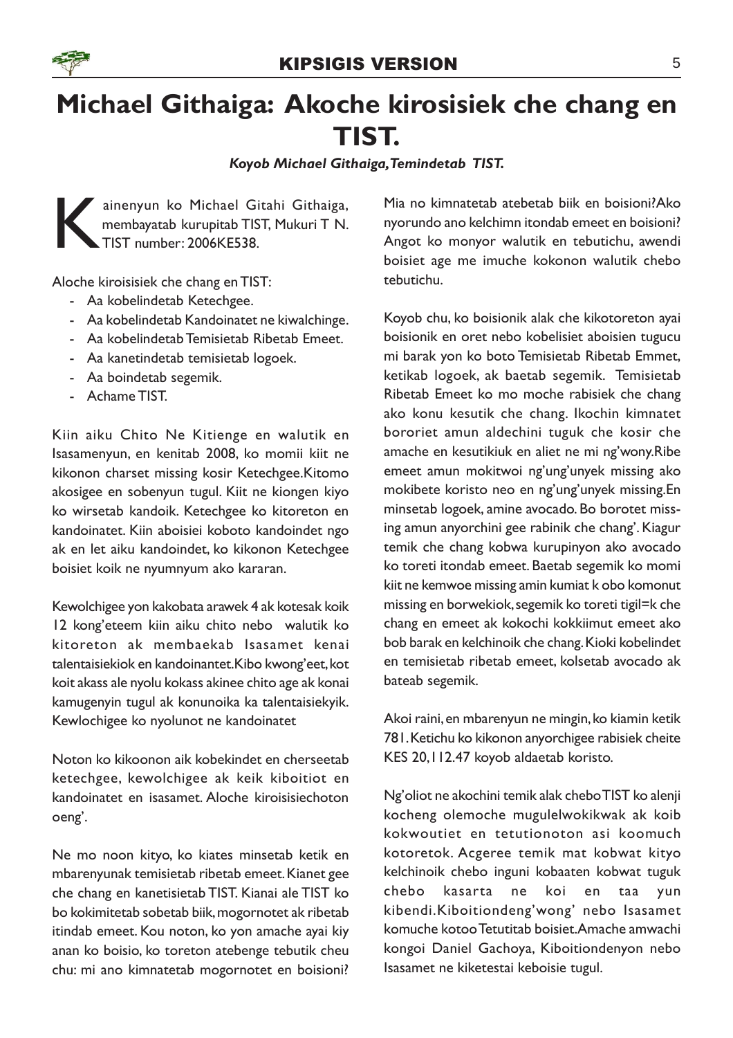# Michael Githaiga: Akoche kirosisiek che chang en TIST.

***Koyob Michael Githaiga, Temindetab TIST.***

Kainenyun ko Michael Gitahi Githaiga, membayatab kurupitab TIST, Mukuri T N. TIST number: 2006KE538.

Aloche kiroisisiek che chang en TIST:

- Aa kobelindetab Ketechgee.
- Aa kobelindetab Kandoinatet ne kiwalchinge.
- Aa kobelindetab Temisietab Ribetab Emeet.
- Aa kanetindetab temisietab logoek.
- Aa boindetab segemik.
- Achame TIST.

Kiin aiku Chito Ne Kitienge en walutik en Isasamenyun, en kenitab 2008, ko momii kiit ne kikonon charset missing kosir Ketechgee.Kitomo akosigee en sobenyun tugul. Kiit ne kiongen kiyo ko wirsetab kandoik. Ketechgee ko kitoreton en kandoinatet. Kiin aboisiei koboto kandoindet ngo ak en let aiku kandoindet, ko kikonon Ketechgee boisiet koik ne nyumnyum ako kararan.

Kewolchigee yon kakobata arawek 4 ak kotesak koik 12 kong'eteem kiin aiku chito nebo walutik ko kitoreton ak membaekab Isasamet kenai talentaisiekiok en kandoinantet.Kibo kwong'eet, kot koit akass ale nyolu kokass akinee chito age ak konai kamugenyin tugul ak konunoika ka talentaisiekyik. Kewlochigee ko nyolunot ne kandoinatet

Noton ko kikoonon aik kobekindet en cherseetab ketechgee, kewolchigee ak keik kiboitiot en kandoinatet en isasamet. Aloche kiroisisiechoton oeng'.

Ne mo noon kityo, ko kiates minsetab ketik en mbarenyunak temisietab ribetab emeet. Kianet gee che chang en kanetisietab TIST. Kianai ale TIST ko bo kokimitetab sobetab biik, mogornotet ak ribetab itindab emeet. Kou noton, ko yon amache ayai kiy anan ko boisio, ko toreton atebenge tebutik cheu chu: mi ano kimnatetab mogornotet en boisioni? Mia no kimnatetab atebetab biik en boisioni?Ako nyorundo ano kelchimn itondab emeet en boisioni? Angot ko monyor walutik en tebutichu, awendi boisiet age me imuche kokonon walutik chebo tebutichu.

Koyob chu, ko boisionik alak che kikotoreton ayai boisionik en oret nebo kobelisiet aboisien tugucu mi barak yon ko boto Temisietab Ribetab Emmet, ketikab logoek, ak baetab segemik. Temisietab Ribetab Emeet ko mo moche rabisiek che chang ako konu kesutik che chang. Ikochin kimnatet bororiet amun aldechini tuguk che kosir che amache en kesutikiuk en aliet ne mi ng'wony.Ribe emeet amun mokitwoi ng'ung'unyek missing ako mokibete koristo neo en ng'ung'unyek missing.En minsetab logoek, amine avocado. Bo borotet missing amun anyorchini gee rabinik che chang'. Kiagur temik che chang kobwa kurupinyon ako avocado ko toreti itondab emeet. Baetab segemik ko momi kiit ne kemwoe missing amin kumiat k obo komonut missing en borwekiok, segemik ko toreti tigil=k che chang en emeet ak kokochi kokkiimut emeet ako bob barak en kelchinoik che chang. Kioki kobelindet en temisietab ribetab emeet, kolsetab avocado ak bateab segemik.

Akoi raini, en mbarenyun ne mingin, ko kiamin ketik 781. Ketichu ko kikonon anyorchigee rabisiek cheite KES 20,112.47 koyob aldaetab koristo.

Ng'oliot ne akochini temik alak chebo TIST ko alenji kocheng olemoche mugulelwokikwak ak koib kokwoutiet en tetutionoton asi koomuch kotoretok. Acgeree temik mat kobwat kityo kelchinoik chebo inguni kobaaten kobwat tuguk chebo kasarta ne koi en taa yun kibendi.Kiboitiondeng'wong' nebo Isasamet komuche kotoo Tetutitab boisiet.Amache amwachi kongoi Daniel Gachoya, Kiboitiondenyon nebo Isasamet ne kiketestai keboisie tugul.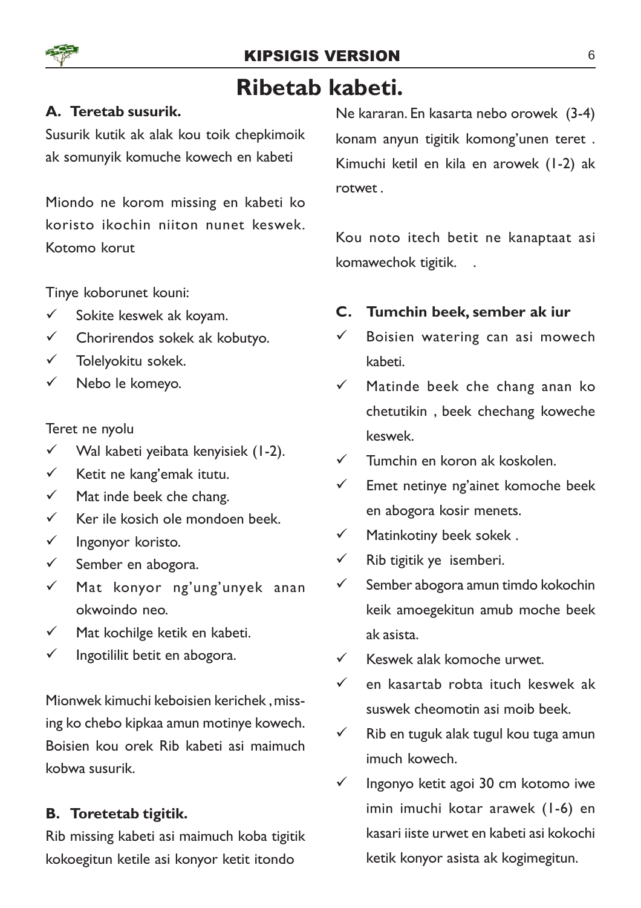# Ribetab kabeti.

### A. Teretab susurik.

Susurik kutik ak alak kou toik chepkimoik ak somunyik komuche kowech en kabeti

Miondo ne korom missing en kabeti ko koristo ikochin niiton nunet keswek. Kotomo korut

Tinye koborunet kouni:

- ✓ Sokite keswek ak koyam.
- ✓ Chorirendos sokek ak kobutyo.
- ✓ Tolelyokitu sokek.
- ✓ Nebo le komeyo.

Teret ne nyolu

- ✓ Wal kabeti yeibata kenyisiek (1-2).
- ✓ Ketit ne kang'emak itutu.
- ✓ Mat inde beek che chang.
- ✓ Ker ile kosich ole mondoen beek.
- ✓ Ingonyor koristo.
- ✓ Sember en abogora.
- ✓ Mat konyor ng'ung'unyek anan okwoindo neo.
- ✓ Mat kochilge ketik en kabeti.
- ✓ Ingotililit betit en abogora.

Mionwek kimuchi keboisien kerichek , missing ko chebo kipkaa amun motinye kowech. Boisien kou orek Rib kabeti asi maimuch kobwa susurik.

### B. Toretetab tigitik.

Rib missing kabeti asi maimuch koba tigitik kokoegitun ketile asi konyor ketit itondo Ne kararan. En kasarta nebo orowek (3-4) konam anyun tigitik komong'unen teret . Kimuchi ketil en kila en arowek (1-2) ak rotwet .

Kou noto itech betit ne kanaptaat asi komawechok tigitik. .

### C. Tumchin beek, sember ak iur

- ✓ Boisien watering can asi mowech kabeti.
- ✓ Matinde beek che chang anan ko chetutikin , beek chechang koweche keswek.
- ✓ Tumchin en koron ak koskolen.
- ✓ Emet netinye ng'ainet komoche beek en abogora kosir menets.
- ✓ Matinkotiny beek sokek .
- ✓ Rib tigitik ye isemberi.
- ✓ Sember abogora amun timdo kokochin keik amoegekitun amub moche beek ak asista.
- ✓ Keswek alak komoche urwet.
- ✓ en kasartab robta ituch keswek ak suswek cheomotin asi moib beek.
- ✓ Rib en tuguk alak tugul kou tuga amun imuch kowech.
- ✓ Ingonyo ketit agoi 30 cm kotomo iwe imin imuchi kotar arawek (1-6) en kasari iiste urwet en kabeti asi kokochi ketik konyor asista ak kogimegitun.